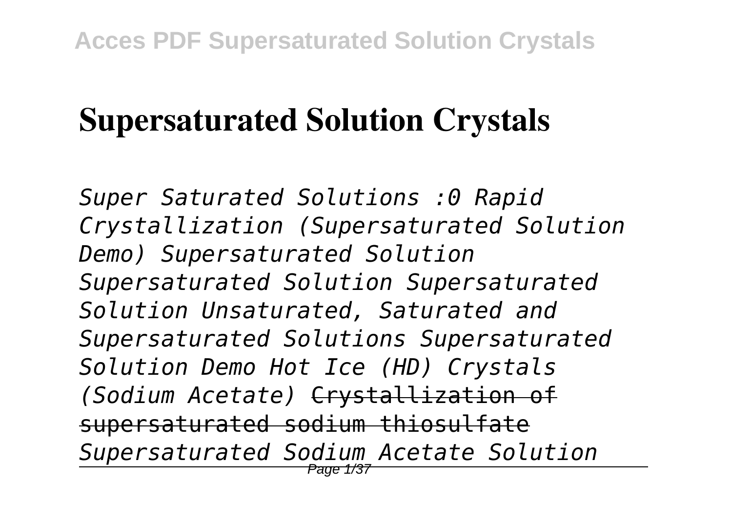# Supersaturated Solution Crystals

*Super Saturated Solutions :0 Rapid Crystallization (Supersaturated Solution Demo) Supersaturated Solution Supersaturated Solution Supersaturated Solution Unsaturated, Saturated and Supersaturated Solutions Supersaturated Solution Demo Hot Ice (HD) Crystals (Sodium Acetate)* ~~Crystallization of supersaturated sodium thiosulfate~~ *Supersaturated Sodium Acetate Solution*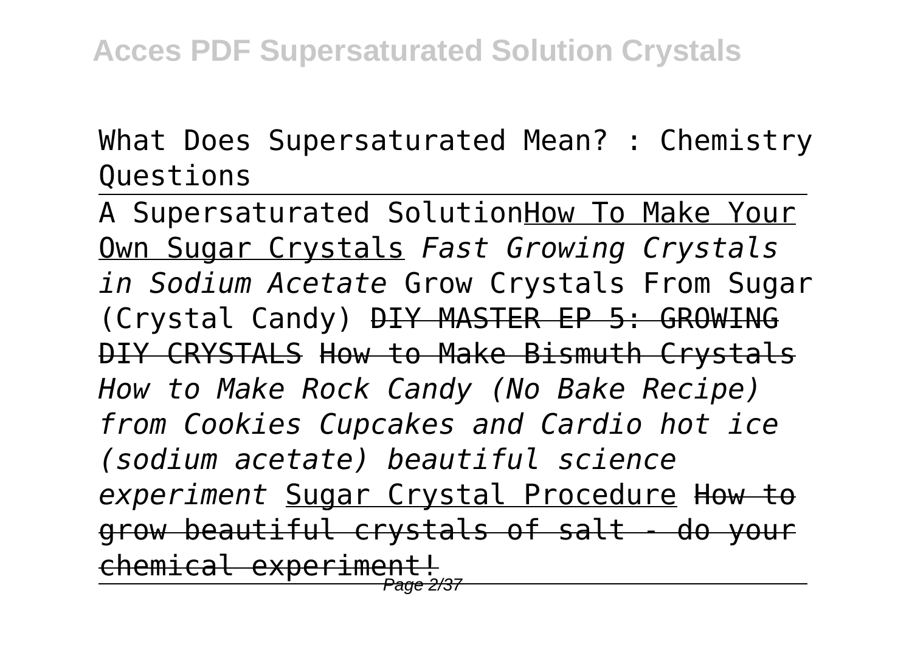What Does Supersaturated Mean? : Chemistry Questions

---

A Supersaturated Solution How To Make Your Own Sugar Crystals *Fast Growing Crystals in Sodium Acetate* Grow Crystals From Sugar (Crystal Candy) ~~DIY MASTER EP 5: GROWING DIY CRYSTALS~~ ~~How to Make Bismuth Crystals~~ *How to Make Rock Candy (No Bake Recipe) from Cookies Cupcakes and Cardio hot ice (sodium acetate) beautiful science experiment* Sugar Crystal Procedure ~~How to grow beautiful crystals of salt - do your chemical experiment!~~

---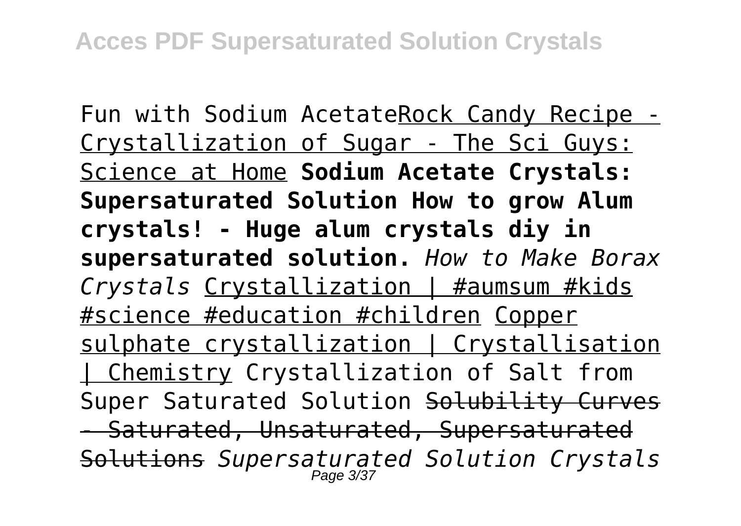Fun with Sodium AcetateRock Candy Recipe - Crystallization of Sugar - The Sci Guys: Science at Home **Sodium Acetate Crystals: Supersaturated Solution How to grow Alum crystals! - Huge alum crystals diy in supersaturated solution.** *How to Make Borax Crystals* Crystallization | #aumsum #kids #science #education #children Copper sulphate crystallization | Crystallisation | Chemistry Crystallization of Salt from Super Saturated Solution ~~Solubility Curves - Saturated, Unsaturated, Supersaturated Solutions~~ *Supersaturated Solution Crystals*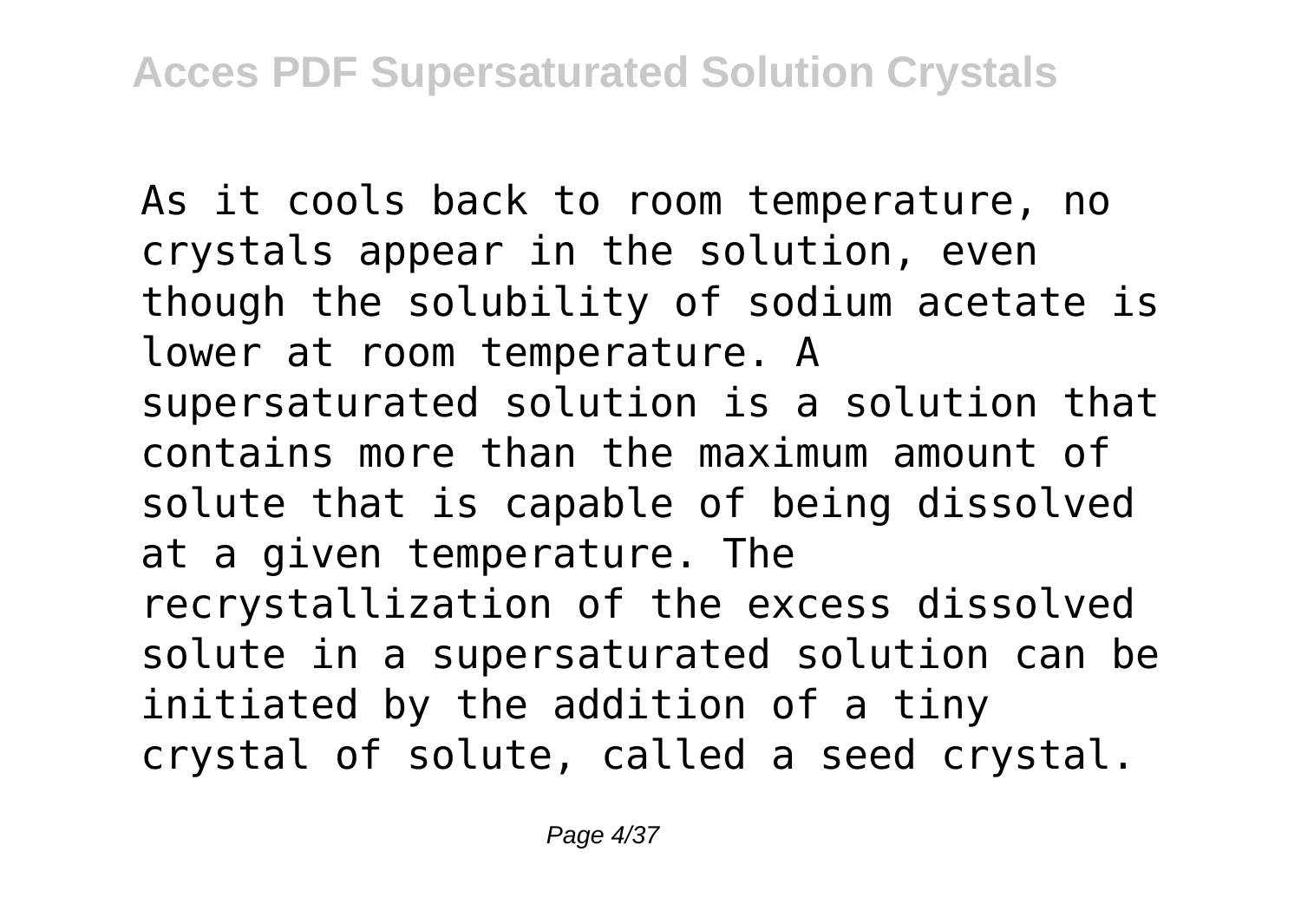As it cools back to room temperature, no crystals appear in the solution, even though the solubility of sodium acetate is lower at room temperature. A supersaturated solution is a solution that contains more than the maximum amount of solute that is capable of being dissolved at a given temperature. The recrystallization of the excess dissolved solute in a supersaturated solution can be initiated by the addition of a tiny crystal of solute, called a seed crystal.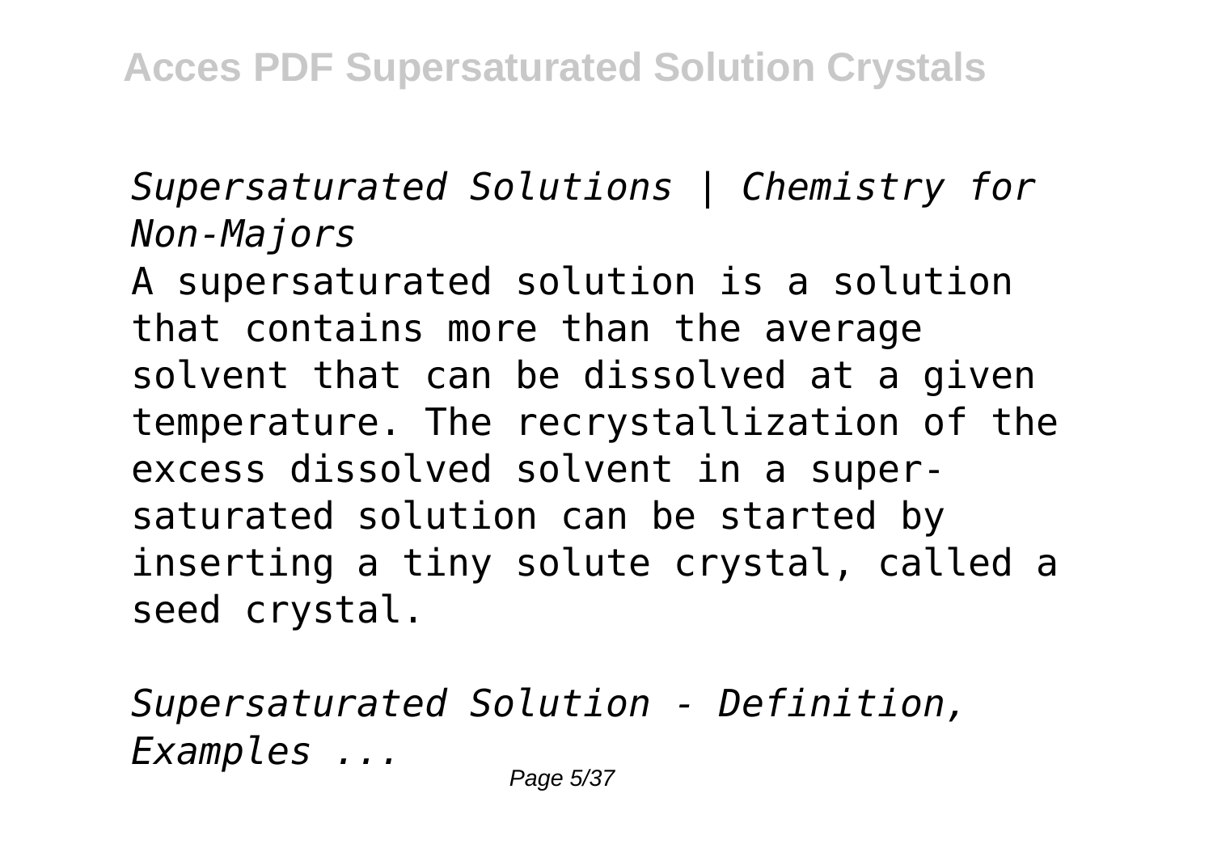*Supersaturated Solutions | Chemistry for Non-Majors*

A supersaturated solution is a solution that contains more than the average solvent that can be dissolved at a given temperature. The recrystallization of the excess dissolved solvent in a super-saturated solution can be started by inserting a tiny solute crystal, called a seed crystal.

*Supersaturated Solution - Definition, Examples ...*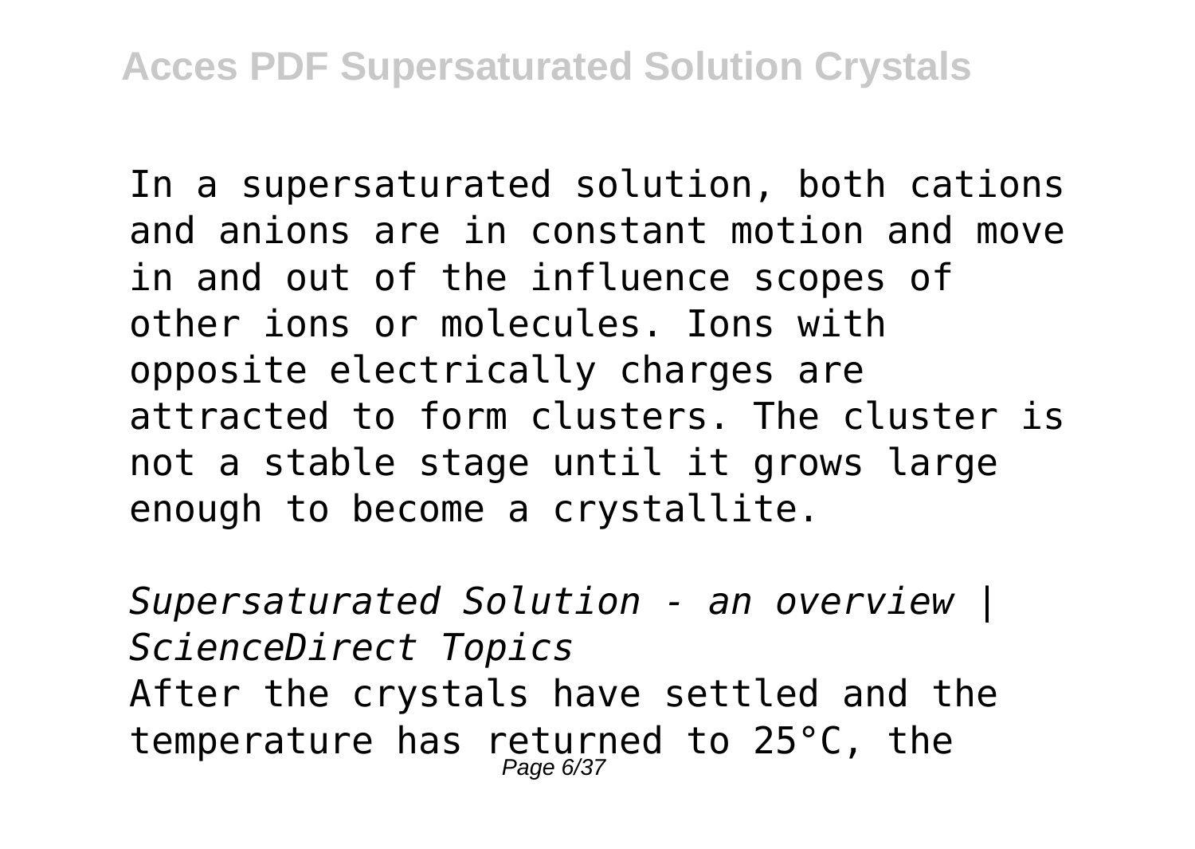In a supersaturated solution, both cations and anions are in constant motion and move in and out of the influence scopes of other ions or molecules. Ions with opposite electrically charges are attracted to form clusters. The cluster is not a stable stage until it grows large enough to become a crystallite.

*Supersaturated Solution - an overview | ScienceDirect Topics*

After the crystals have settled and the temperature has returned to 25°C, the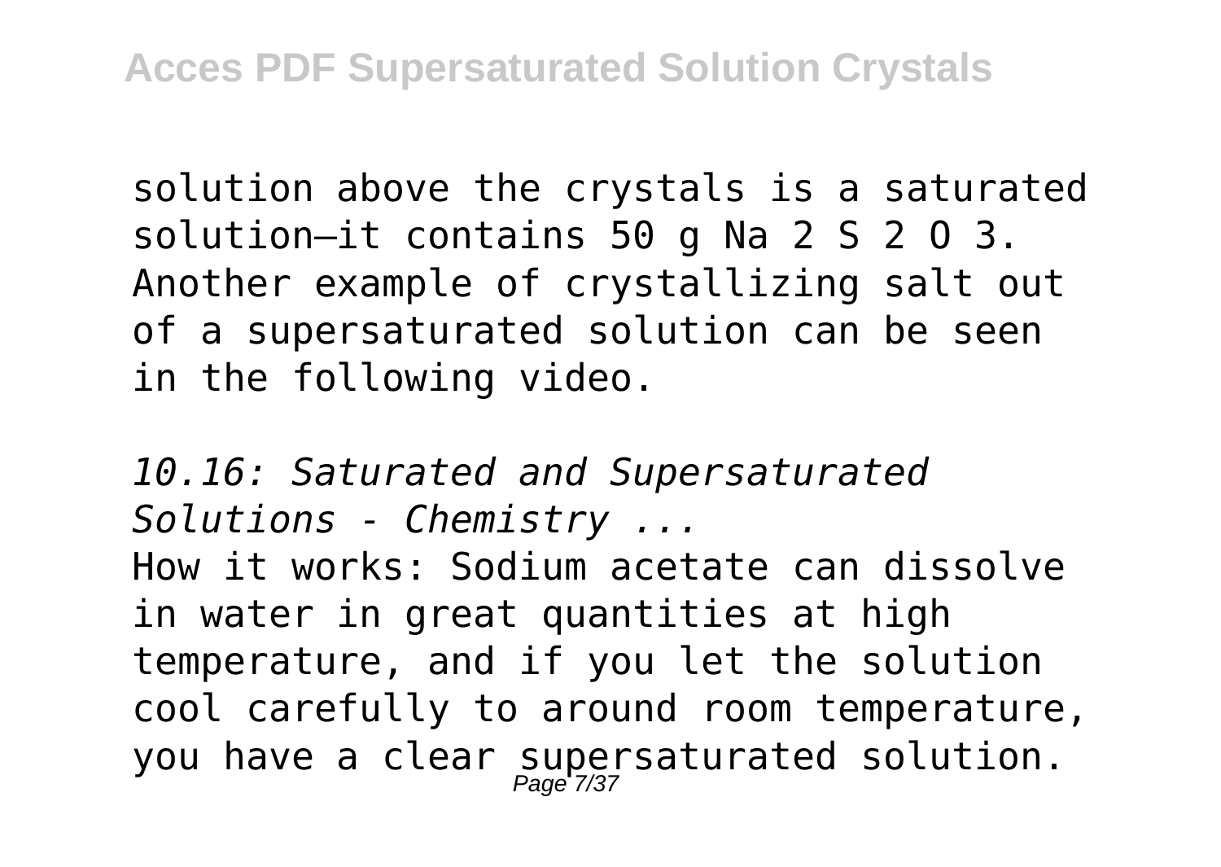solution above the crystals is a saturated solution—it contains 50 g $Na_2S_2O_3$. Another example of crystallizing salt out of a supersaturated solution can be seen in the following video.

*10.16: Saturated and Supersaturated Solutions - Chemistry ...*

How it works: Sodium acetate can dissolve in water in great quantities at high temperature, and if you let the solution cool carefully to around room temperature, you have a clear supersaturated solution.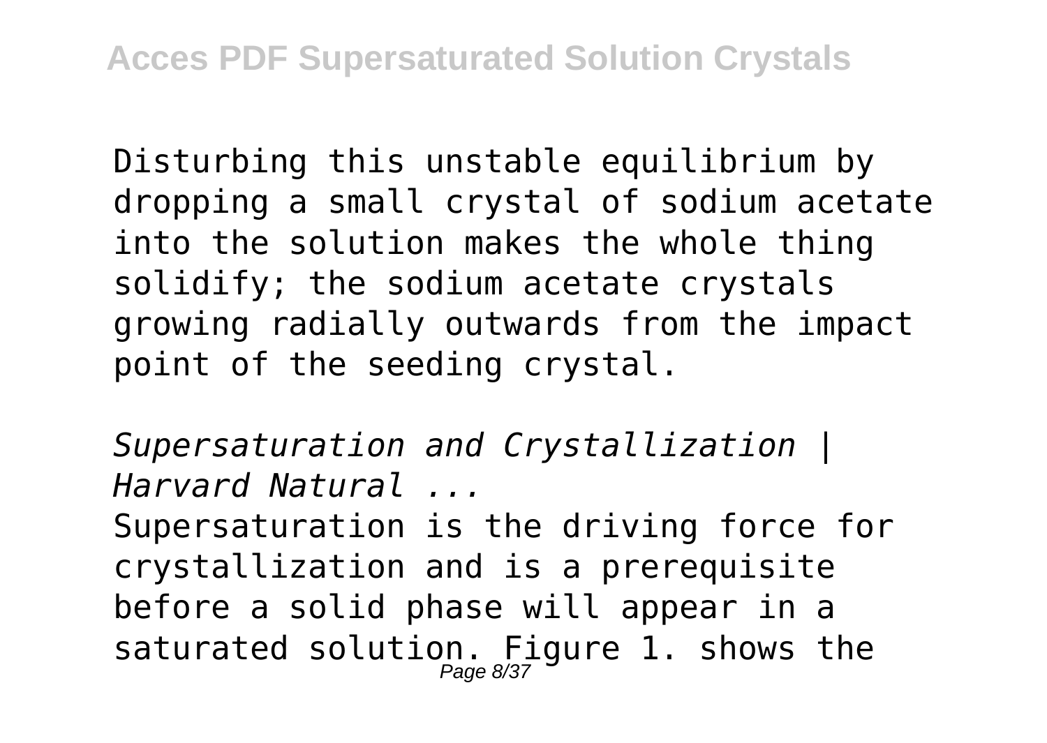Disturbing this unstable equilibrium by dropping a small crystal of sodium acetate into the solution makes the whole thing solidify; the sodium acetate crystals growing radially outwards from the impact point of the seeding crystal.

*Supersaturation and Crystallization | Harvard Natural ...*

Supersaturation is the driving force for crystallization and is a prerequisite before a solid phase will appear in a saturated solution. Figure 1. shows the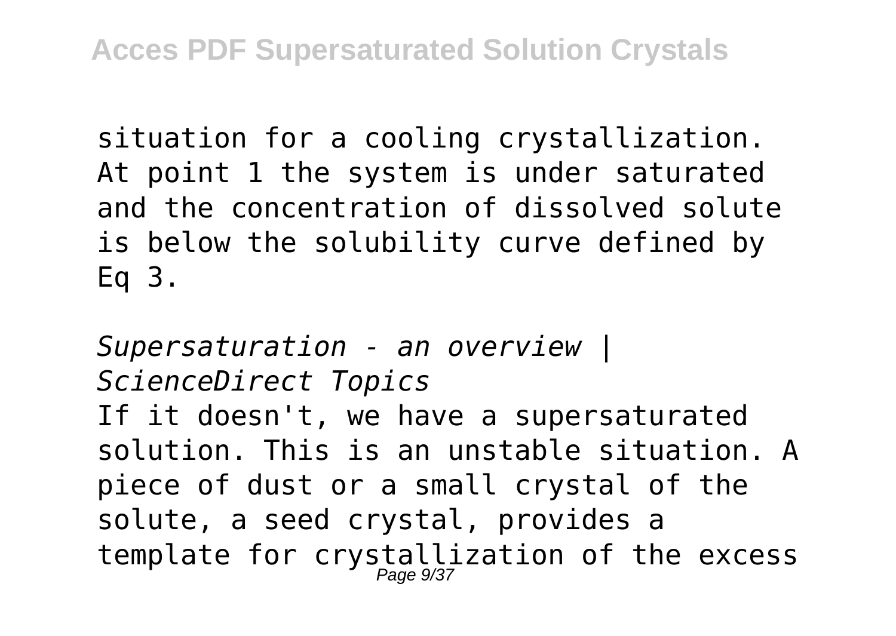situation for a cooling crystallization. At point 1 the system is under saturated and the concentration of dissolved solute is below the solubility curve defined by Eq 3.

*Supersaturation - an overview | ScienceDirect Topics*

If it doesn't, we have a supersaturated solution. This is an unstable situation. A piece of dust or a small crystal of the solute, a seed crystal, provides a template for crystallization of the excess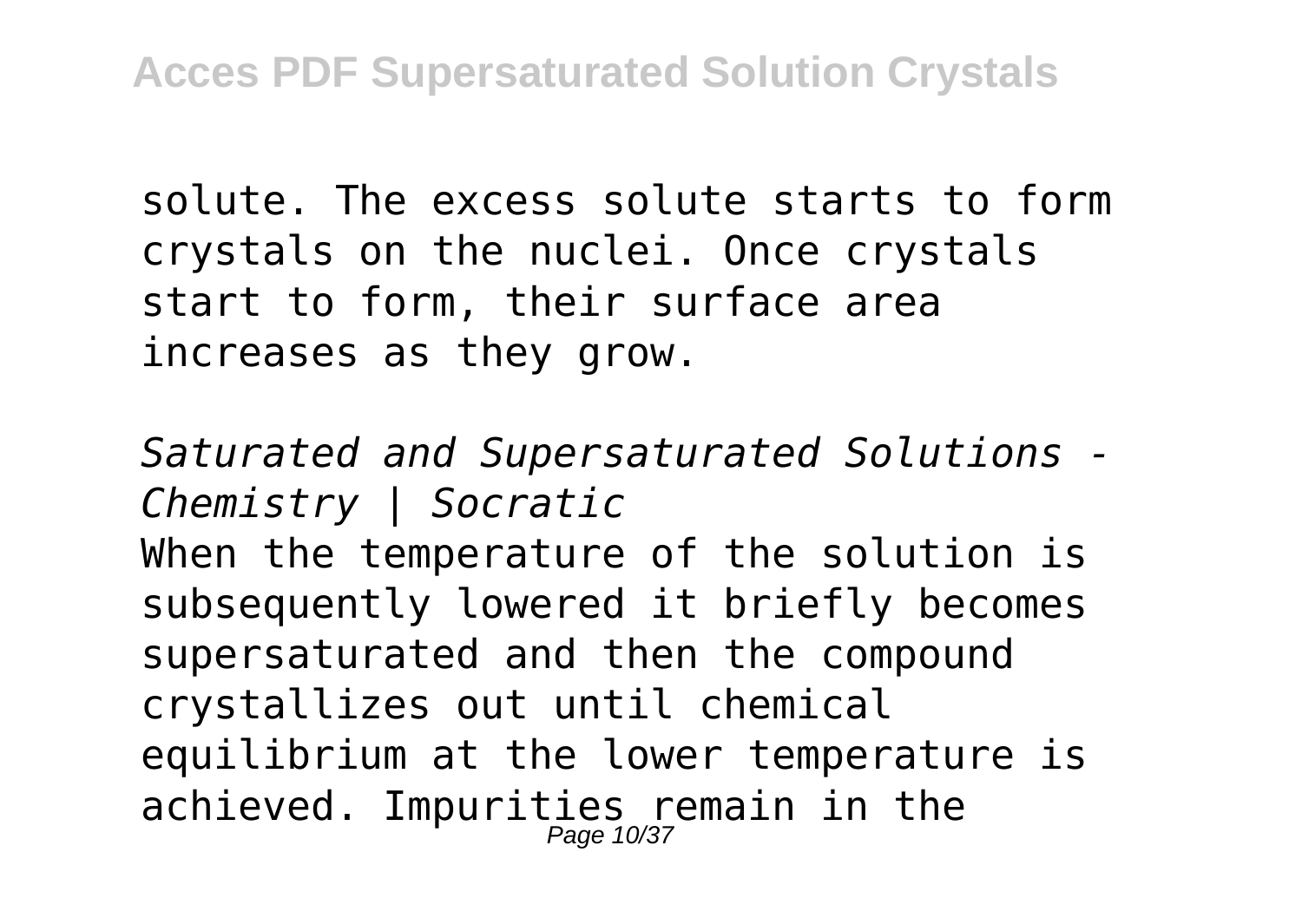solute. The excess solute starts to form crystals on the nuclei. Once crystals start to form, their surface area increases as they grow.

*Saturated and Supersaturated Solutions - Chemistry | Socratic*

When the temperature of the solution is subsequently lowered it briefly becomes supersaturated and then the compound crystallizes out until chemical equilibrium at the lower temperature is achieved. Impurities remain in the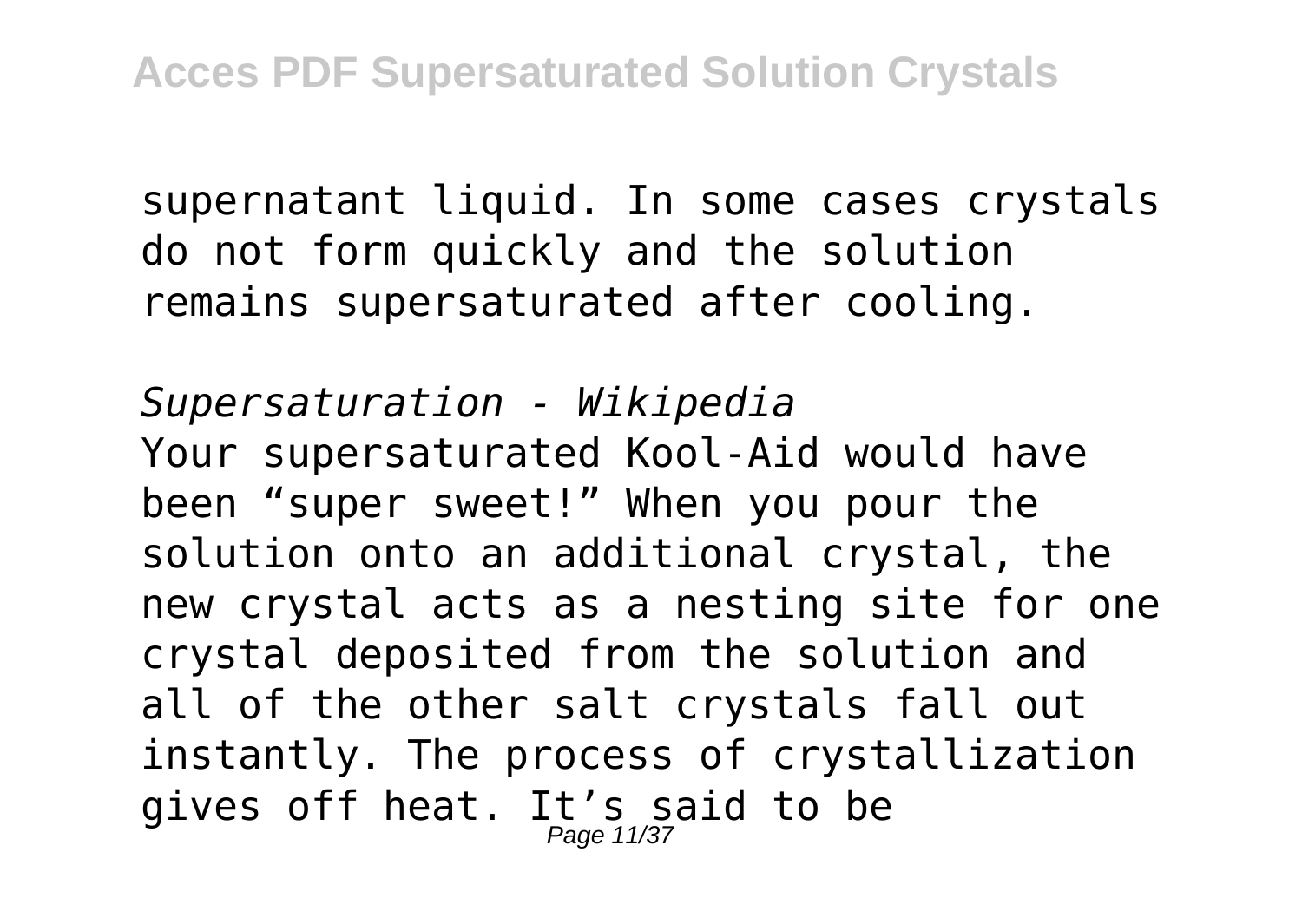supernatant liquid. In some cases crystals do not form quickly and the solution remains supersaturated after cooling.

*Supersaturation - Wikipedia*

Your supersaturated Kool-Aid would have been "super sweet!" When you pour the solution onto an additional crystal, the new crystal acts as a nesting site for one crystal deposited from the solution and all of the other salt crystals fall out instantly. The process of crystallization gives off heat. It's said to be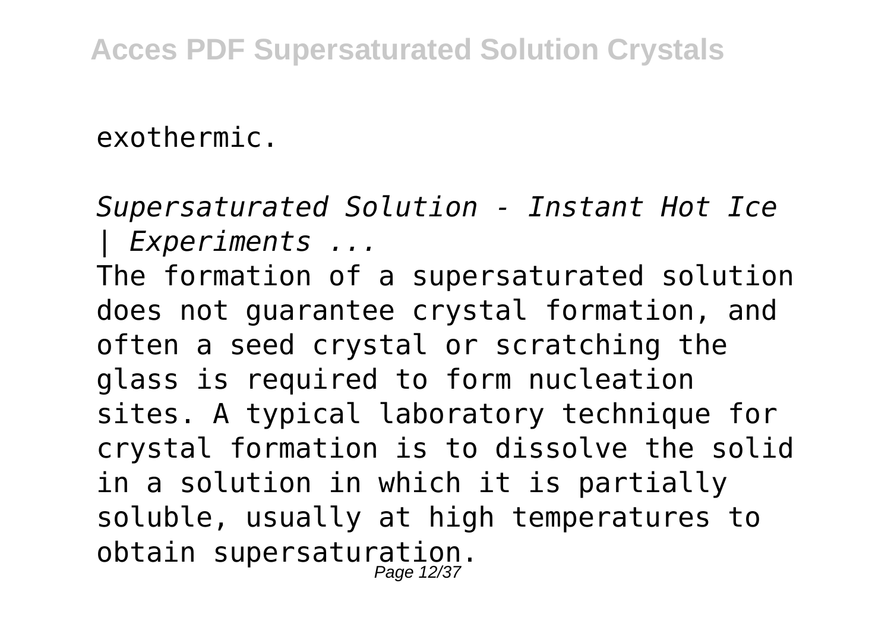exothermic.

*Supersaturated Solution - Instant Hot Ice | Experiments ...*

The formation of a supersaturated solution does not guarantee crystal formation, and often a seed crystal or scratching the glass is required to form nucleation sites. A typical laboratory technique for crystal formation is to dissolve the solid in a solution in which it is partially soluble, usually at high temperatures to obtain supersaturation.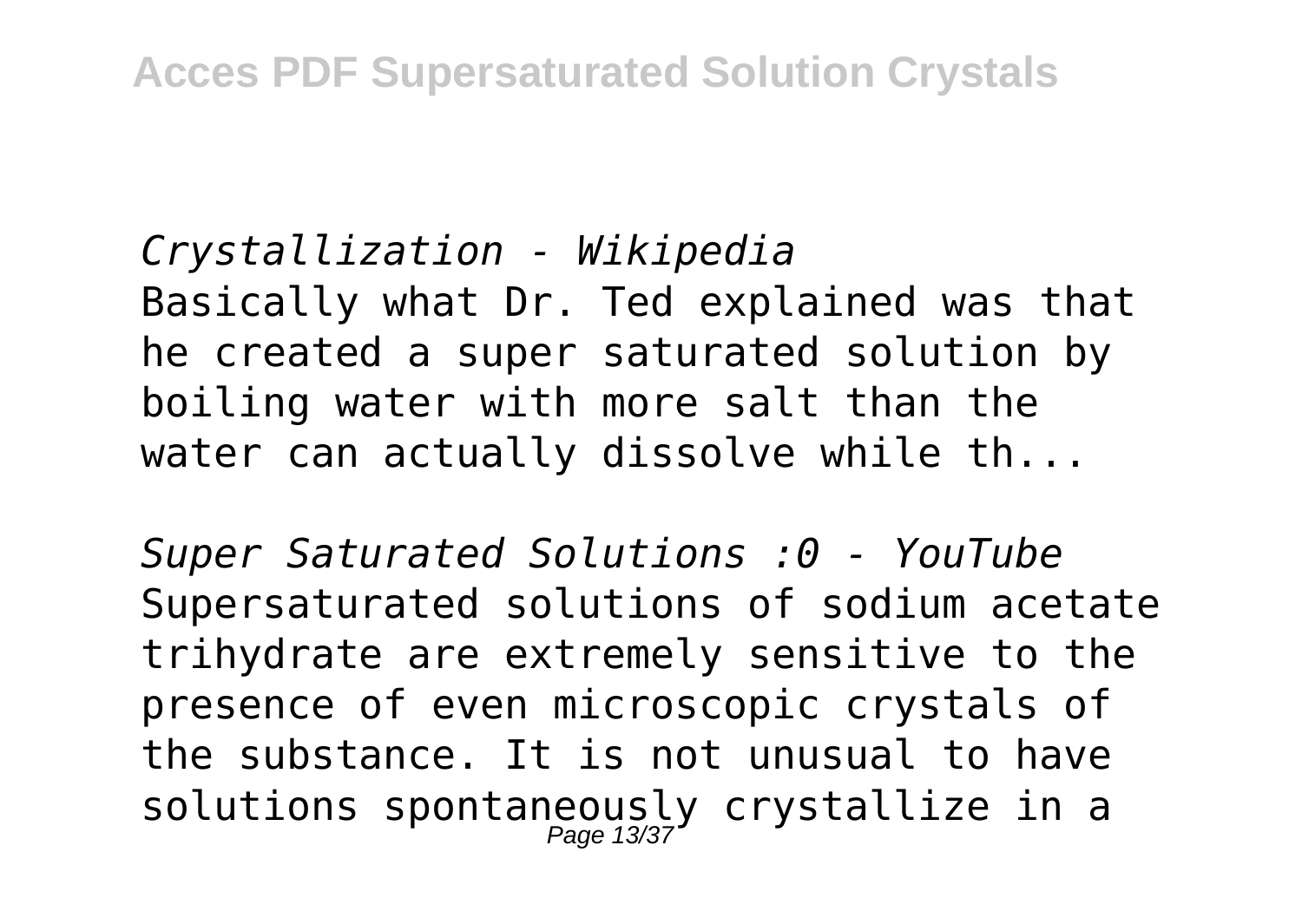*Crystallization - Wikipedia*
Basically what Dr. Ted explained was that he created a super saturated solution by boiling water with more salt than the water can actually dissolve while th...

*Super Saturated Solutions :0 - YouTube*
Supersaturated solutions of sodium acetate trihydrate are extremely sensitive to the presence of even microscopic crystals of the substance. It is not unusual to have solutions spontaneously crystallize in a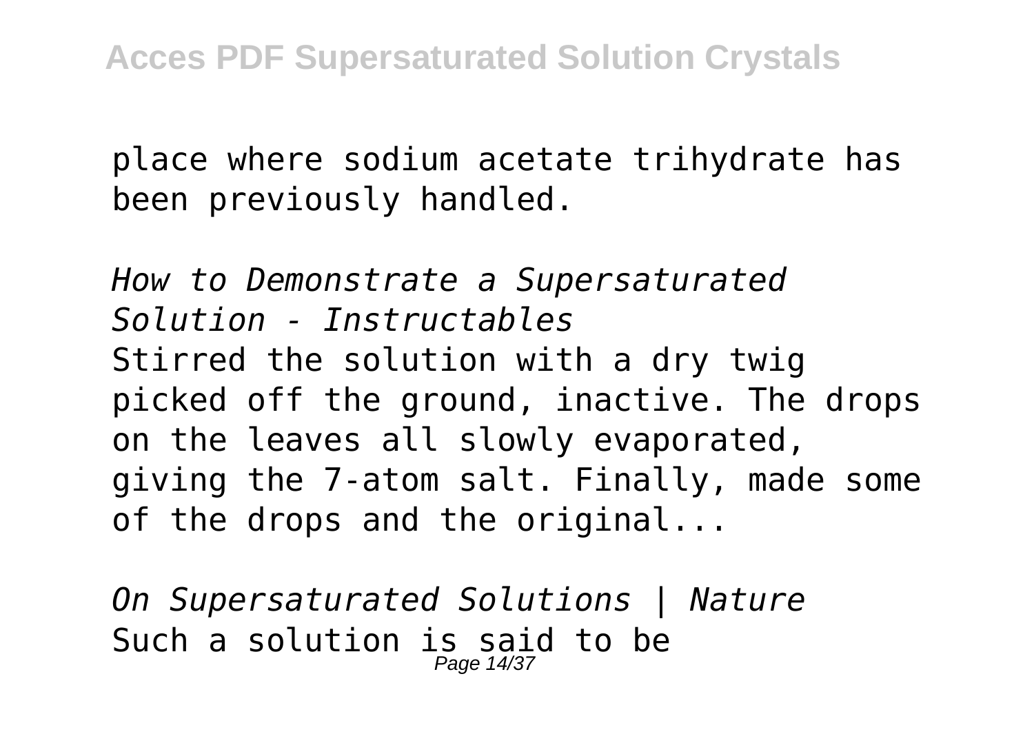place where sodium acetate trihydrate has been previously handled.

*How to Demonstrate a Supersaturated Solution - Instructables*

Stirred the solution with a dry twig picked off the ground, inactive. The drops on the leaves all slowly evaporated, giving the 7-atom salt. Finally, made some of the drops and the original...

*On Supersaturated Solutions | Nature*

Such a solution is said to be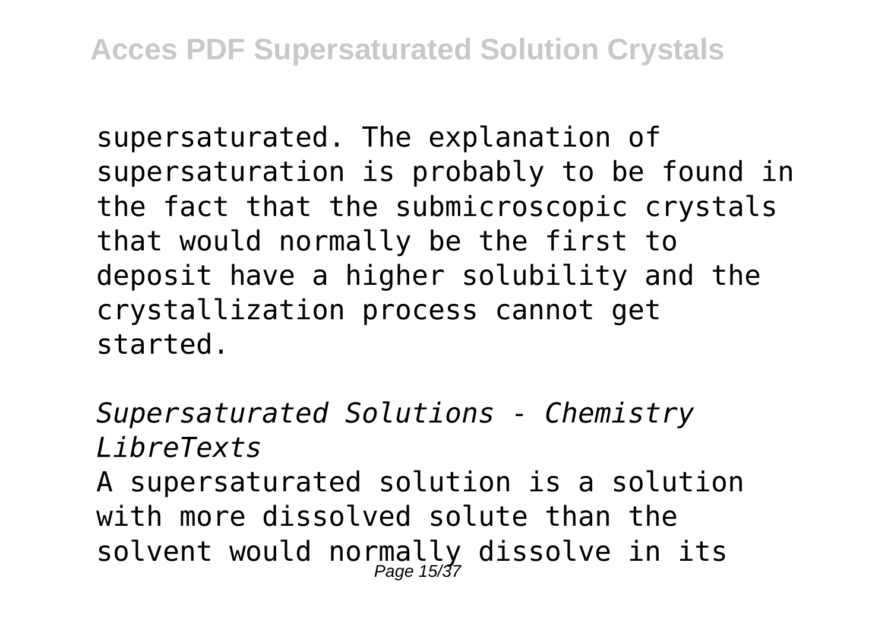supersaturated. The explanation of supersaturation is probably to be found in the fact that the submicroscopic crystals that would normally be the first to deposit have a higher solubility and the crystallization process cannot get started.

*Supersaturated Solutions - Chemistry LibreTexts*

A supersaturated solution is a solution with more dissolved solute than the solvent would normally dissolve in its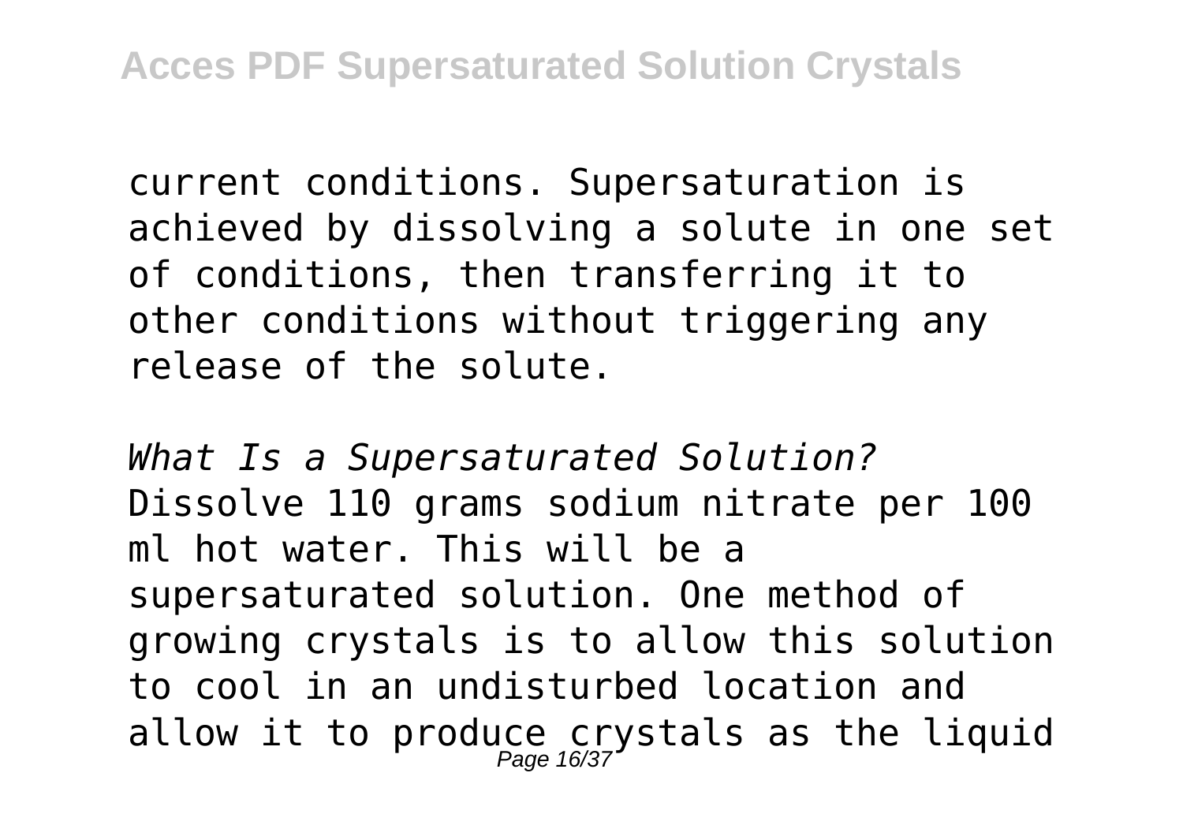current conditions. Supersaturation is achieved by dissolving a solute in one set of conditions, then transferring it to other conditions without triggering any release of the solute.

*What Is a Supersaturated Solution?*

Dissolve 110 grams sodium nitrate per 100 ml hot water. This will be a supersaturated solution. One method of growing crystals is to allow this solution to cool in an undisturbed location and allow it to produce crystals as the liquid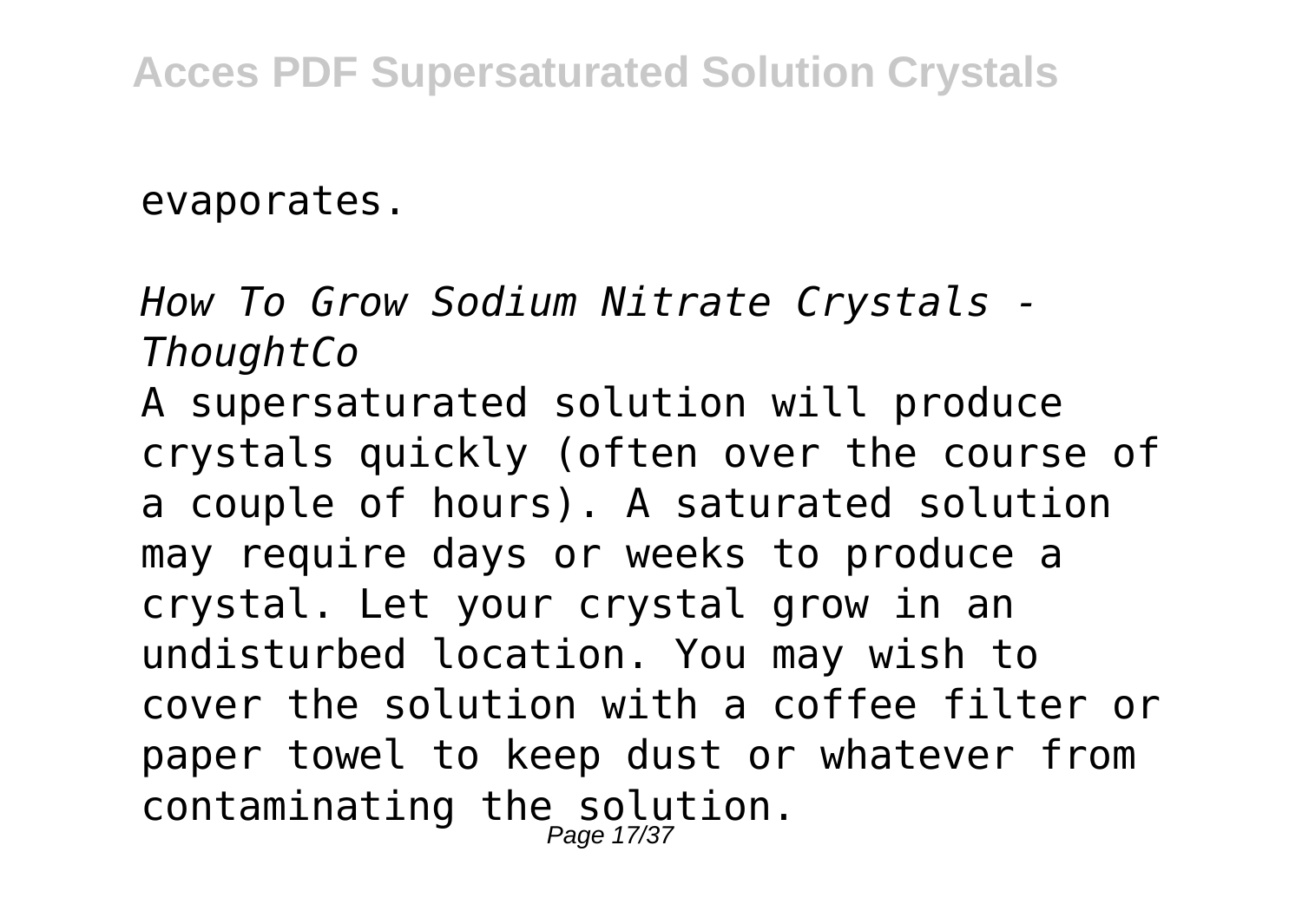evaporates.

*How To Grow Sodium Nitrate Crystals - ThoughtCo*

A supersaturated solution will produce crystals quickly (often over the course of a couple of hours). A saturated solution may require days or weeks to produce a crystal. Let your crystal grow in an undisturbed location. You may wish to cover the solution with a coffee filter or paper towel to keep dust or whatever from contaminating the solution.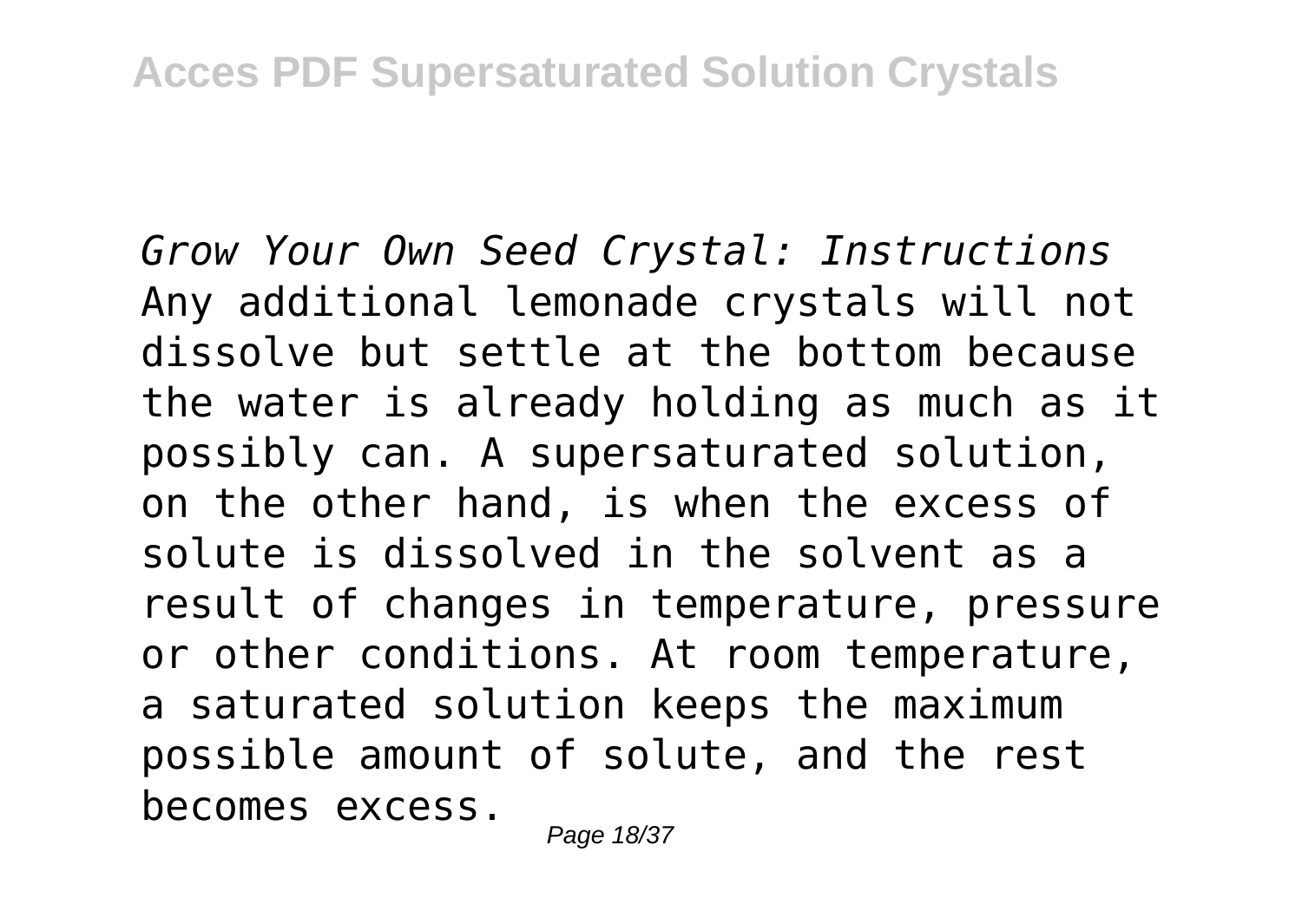*Grow Your Own Seed Crystal: Instructions*

Any additional lemonade crystals will not dissolve but settle at the bottom because the water is already holding as much as it possibly can. A supersaturated solution, on the other hand, is when the excess of solute is dissolved in the solvent as a result of changes in temperature, pressure or other conditions. At room temperature, a saturated solution keeps the maximum possible amount of solute, and the rest becomes excess.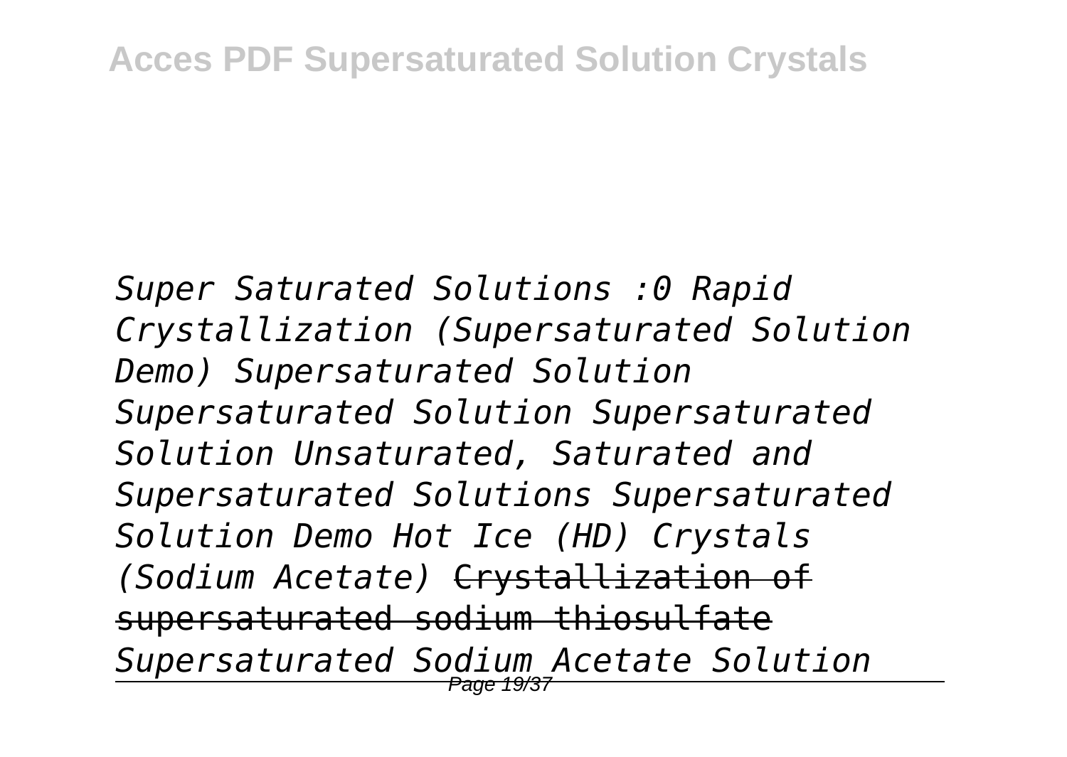*Super Saturated Solutions :0 Rapid Crystallization (Supersaturated Solution Demo) Supersaturated Solution Supersaturated Solution Supersaturated Solution Unsaturated, Saturated and Supersaturated Solutions Supersaturated Solution Demo Hot Ice (HD) Crystals (Sodium Acetate)* ~~Crystallization of supersaturated sodium thiosulfate~~ *Supersaturated Sodium Acetate Solution*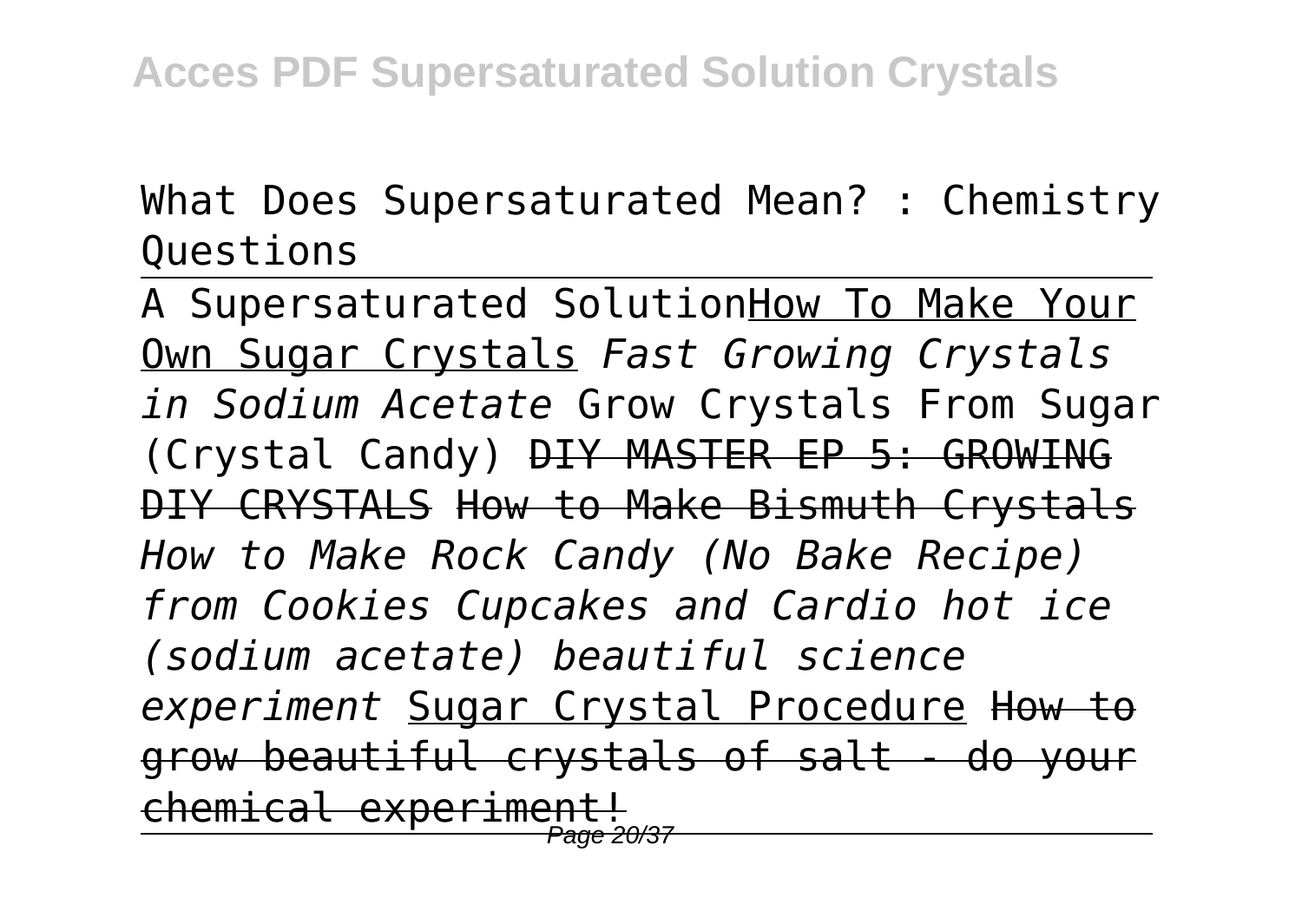What Does Supersaturated Mean? : Chemistry Questions

---

A Supersaturated SolutionHow To Make Your Own Sugar Crystals *Fast Growing Crystals in Sodium Acetate* Grow Crystals From Sugar (Crystal Candy) ~~DIY MASTER EP 5: GROWING DIY CRYSTALS~~ How to Make Bismuth Crystals *How to Make Rock Candy (No Bake Recipe) from Cookies Cupcakes and Cardio hot ice (sodium acetate) beautiful science experiment* Sugar Crystal Procedure ~~How to grow beautiful crystals of salt - do your chemical experiment!~~

---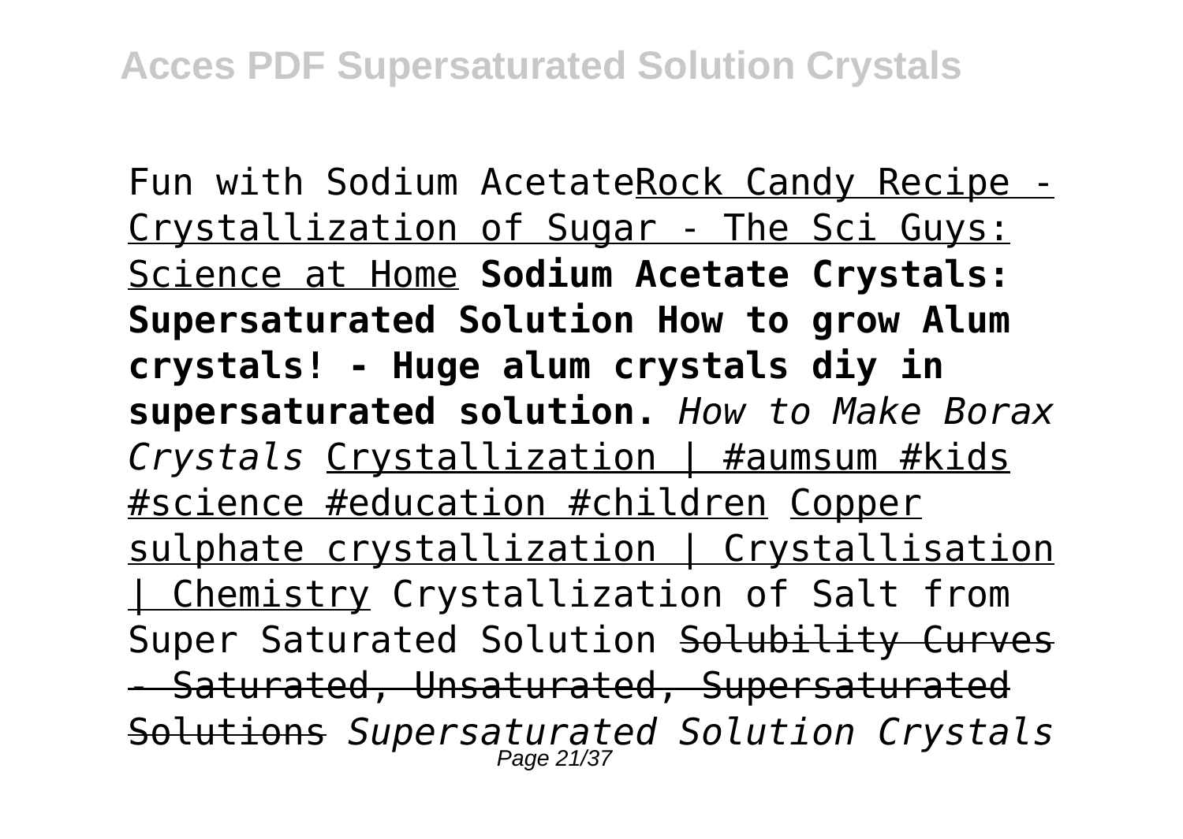Fun with Sodium AcetateRock Candy Recipe - Crystallization of Sugar - The Sci Guys: Science at Home **Sodium Acetate Crystals: Supersaturated Solution How to grow Alum crystals! - Huge alum crystals diy in supersaturated solution.** *How to Make Borax Crystals* Crystallization | #aumsum #kids #science #education #children Copper sulphate crystallization | Crystallisation | Chemistry Crystallization of Salt from Super Saturated Solution ~~Solubility Curves - Saturated, Unsaturated, Supersaturated Solutions~~ *Supersaturated Solution Crystals*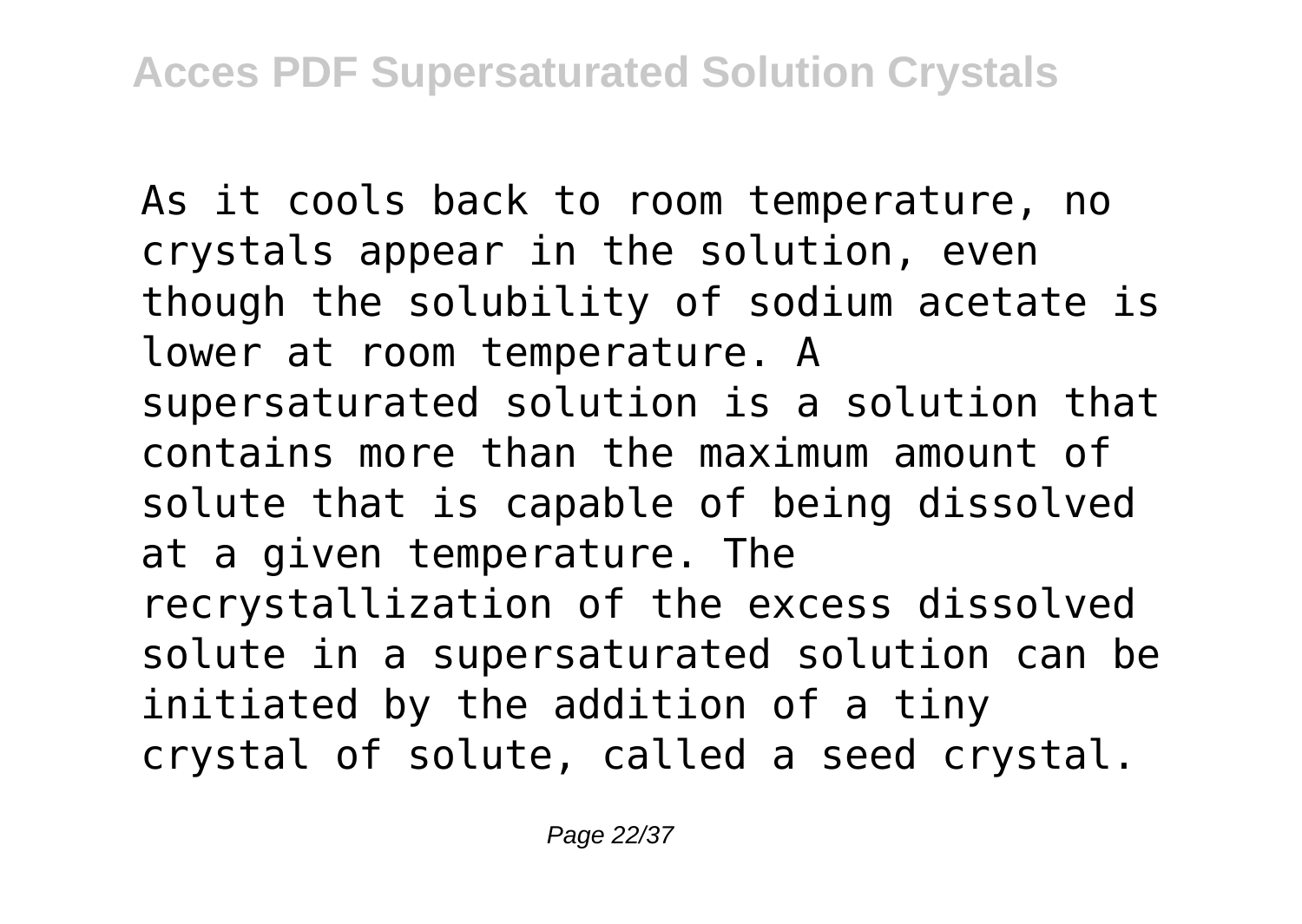As it cools back to room temperature, no crystals appear in the solution, even though the solubility of sodium acetate is lower at room temperature. A supersaturated solution is a solution that contains more than the maximum amount of solute that is capable of being dissolved at a given temperature. The recrystallization of the excess dissolved solute in a supersaturated solution can be initiated by the addition of a tiny crystal of solute, called a seed crystal.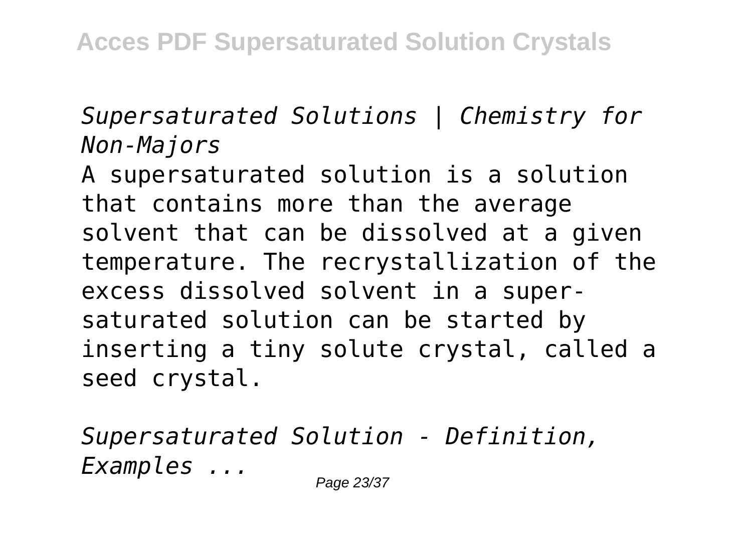*Supersaturated Solutions | Chemistry for Non-Majors*

A supersaturated solution is a solution that contains more than the average solvent that can be dissolved at a given temperature. The recrystallization of the excess dissolved solvent in a super-saturated solution can be started by inserting a tiny solute crystal, called a seed crystal.

*Supersaturated Solution - Definition, Examples ...*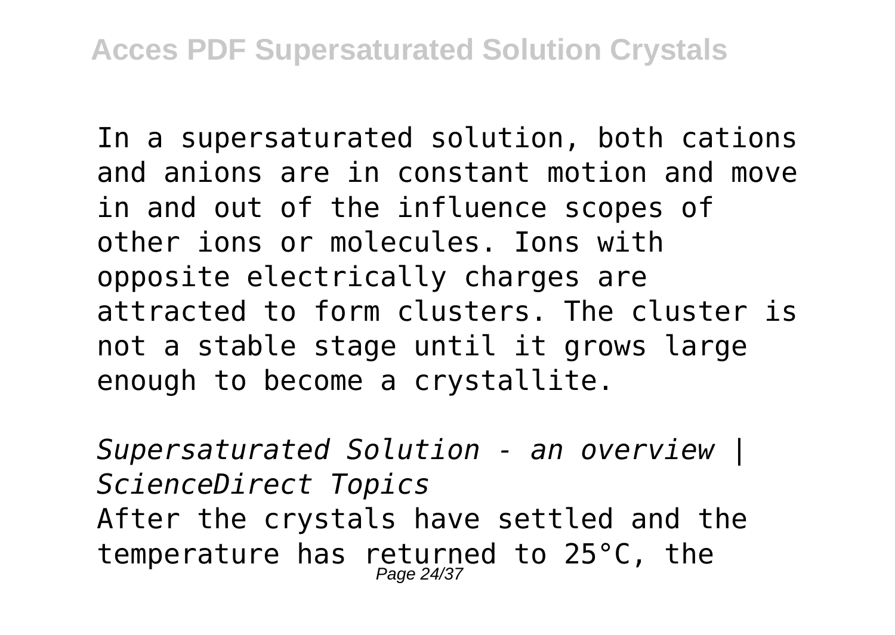In a supersaturated solution, both cations and anions are in constant motion and move in and out of the influence scopes of other ions or molecules. Ions with opposite electrically charges are attracted to form clusters. The cluster is not a stable stage until it grows large enough to become a crystallite.

*Supersaturated Solution - an overview | ScienceDirect Topics*

After the crystals have settled and the temperature has returned to 25°C, the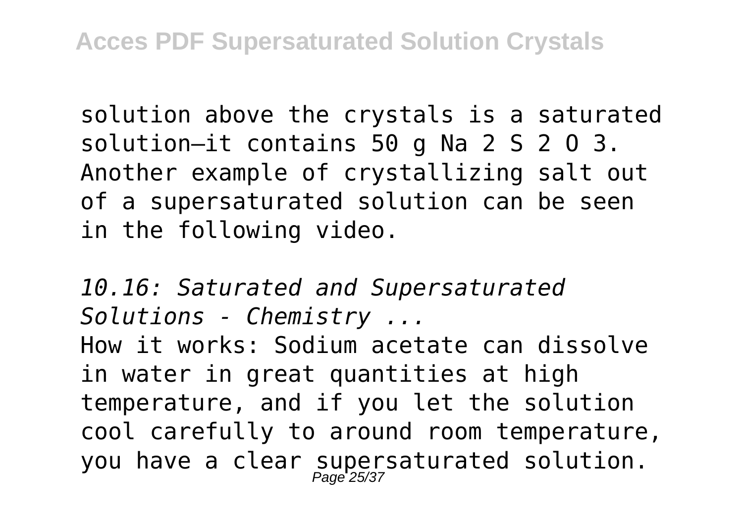solution above the crystals is a saturated solution—it contains 50 g $Na_2S_2O_3$. Another example of crystallizing salt out of a supersaturated solution can be seen in the following video.

*10.16: Saturated and Supersaturated Solutions - Chemistry ...*

How it works: Sodium acetate can dissolve in water in great quantities at high temperature, and if you let the solution cool carefully to around room temperature, you have a clear supersaturated solution.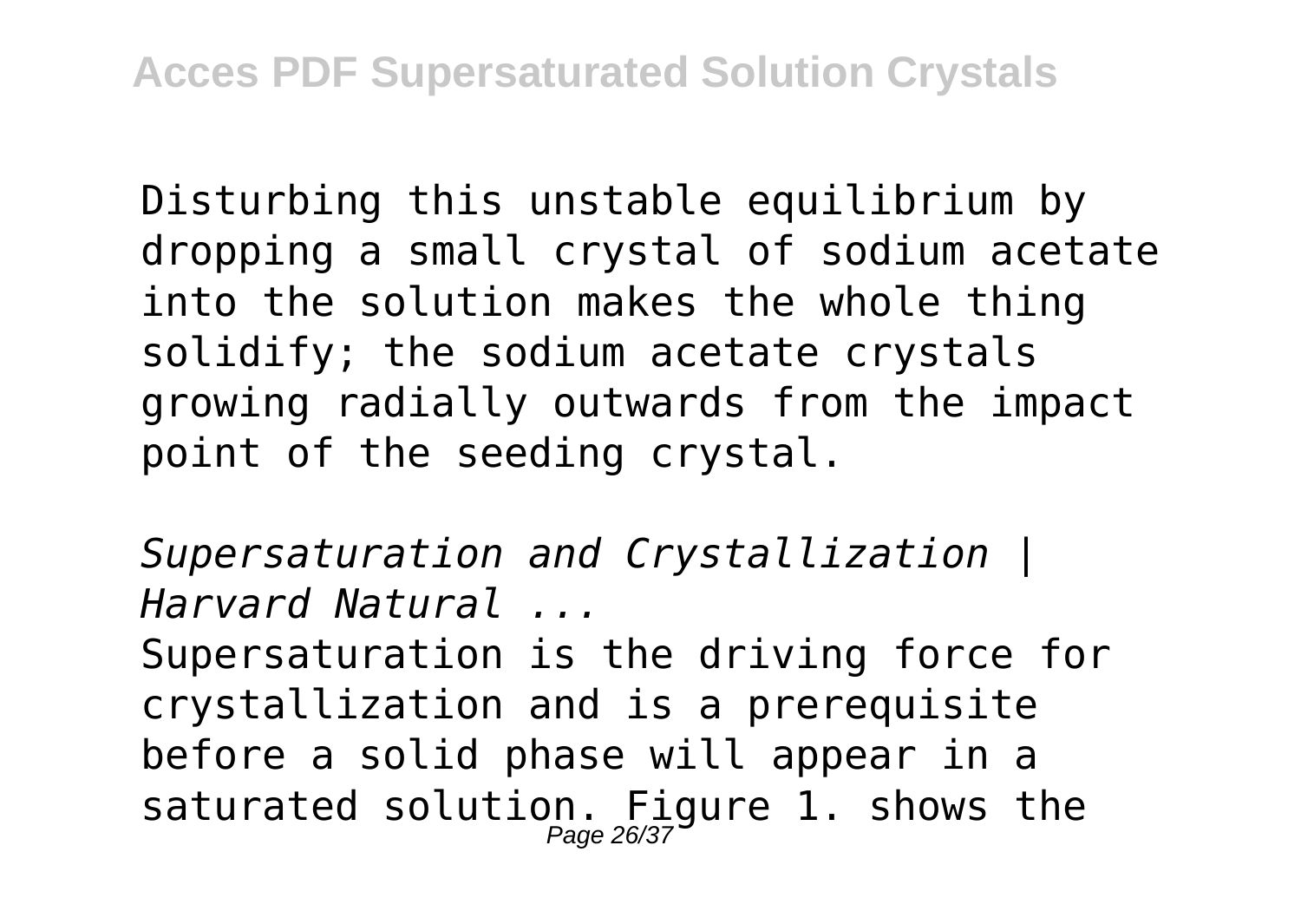Disturbing this unstable equilibrium by dropping a small crystal of sodium acetate into the solution makes the whole thing solidify; the sodium acetate crystals growing radially outwards from the impact point of the seeding crystal.

*Supersaturation and Crystallization | Harvard Natural ...*

Supersaturation is the driving force for crystallization and is a prerequisite before a solid phase will appear in a saturated solution. Figure 1. shows the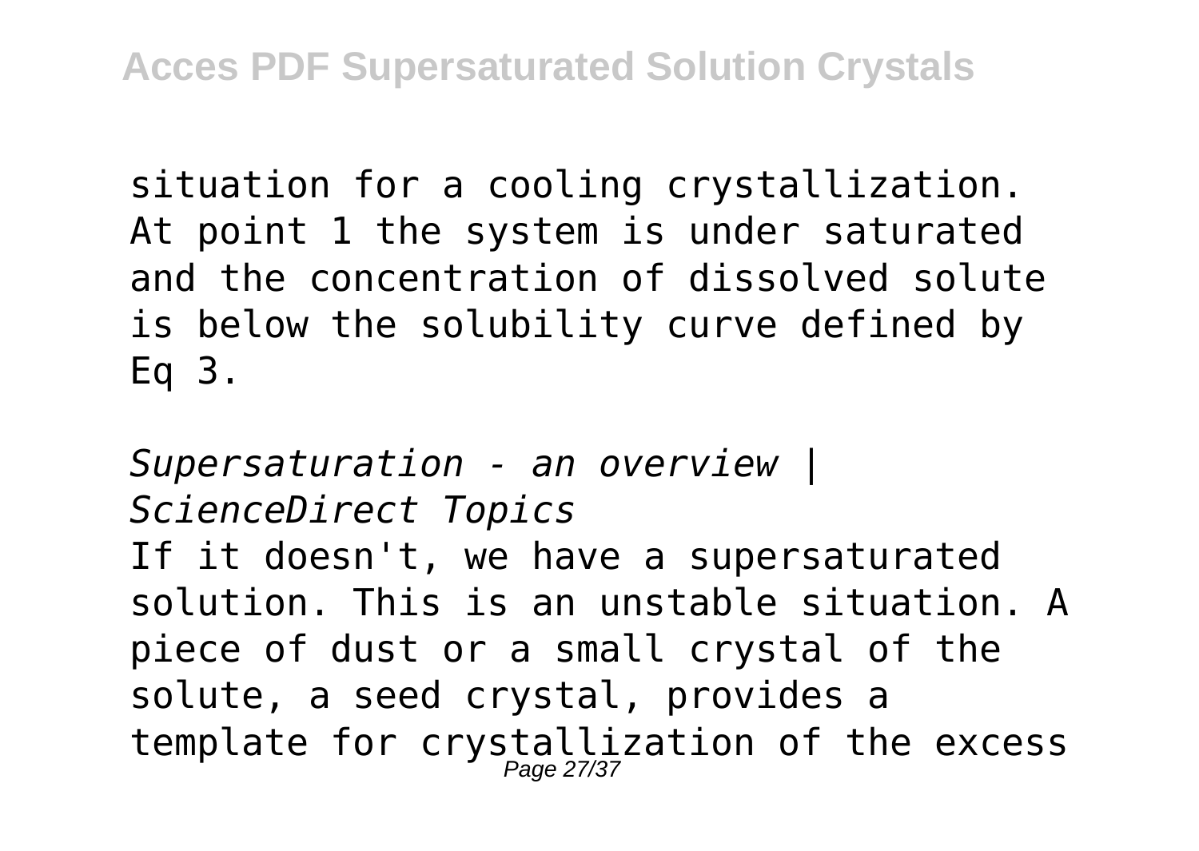situation for a cooling crystallization. At point 1 the system is under saturated and the concentration of dissolved solute is below the solubility curve defined by Eq 3.

*Supersaturation - an overview | ScienceDirect Topics*

If it doesn't, we have a supersaturated solution. This is an unstable situation. A piece of dust or a small crystal of the solute, a seed crystal, provides a template for crystallization of the excess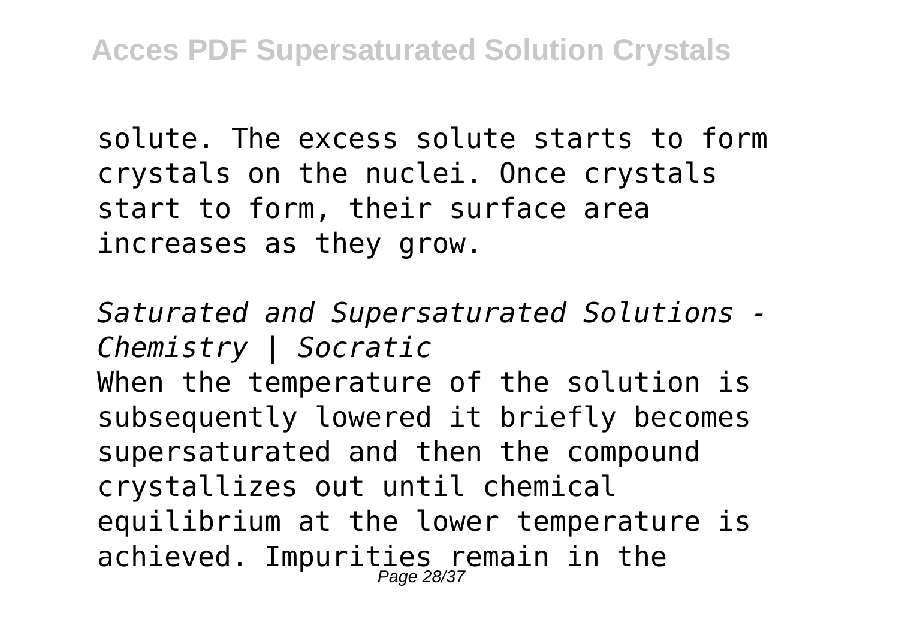solute. The excess solute starts to form crystals on the nuclei. Once crystals start to form, their surface area increases as they grow.

*Saturated and Supersaturated Solutions - Chemistry | Socratic*

When the temperature of the solution is subsequently lowered it briefly becomes supersaturated and then the compound crystallizes out until chemical equilibrium at the lower temperature is achieved. Impurities remain in the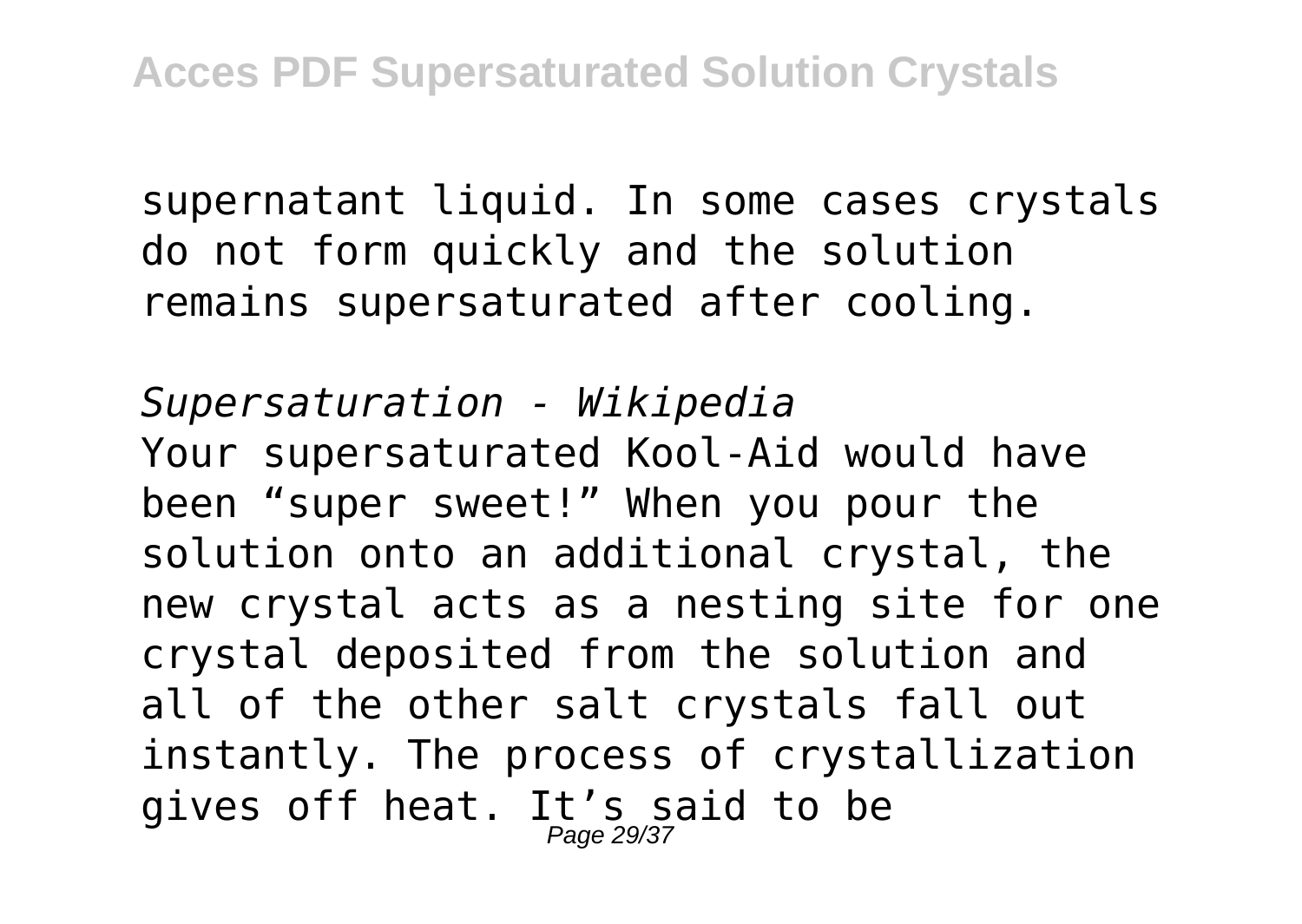supernatant liquid. In some cases crystals do not form quickly and the solution remains supersaturated after cooling.

*Supersaturation - Wikipedia*

Your supersaturated Kool-Aid would have been “super sweet!” When you pour the solution onto an additional crystal, the new crystal acts as a nesting site for one crystal deposited from the solution and all of the other salt crystals fall out instantly. The process of crystallization gives off heat. It’s said to be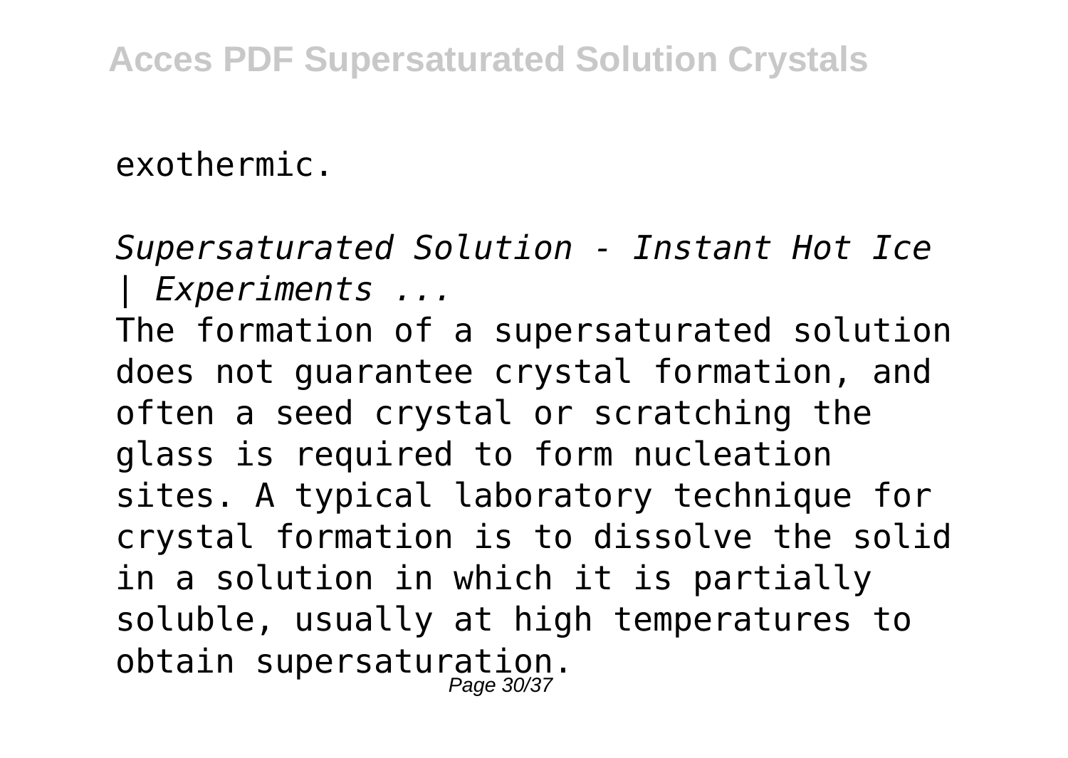exothermic.

*Supersaturated Solution - Instant Hot Ice | Experiments ...*

The formation of a supersaturated solution does not guarantee crystal formation, and often a seed crystal or scratching the glass is required to form nucleation sites. A typical laboratory technique for crystal formation is to dissolve the solid in a solution in which it is partially soluble, usually at high temperatures to obtain supersaturation.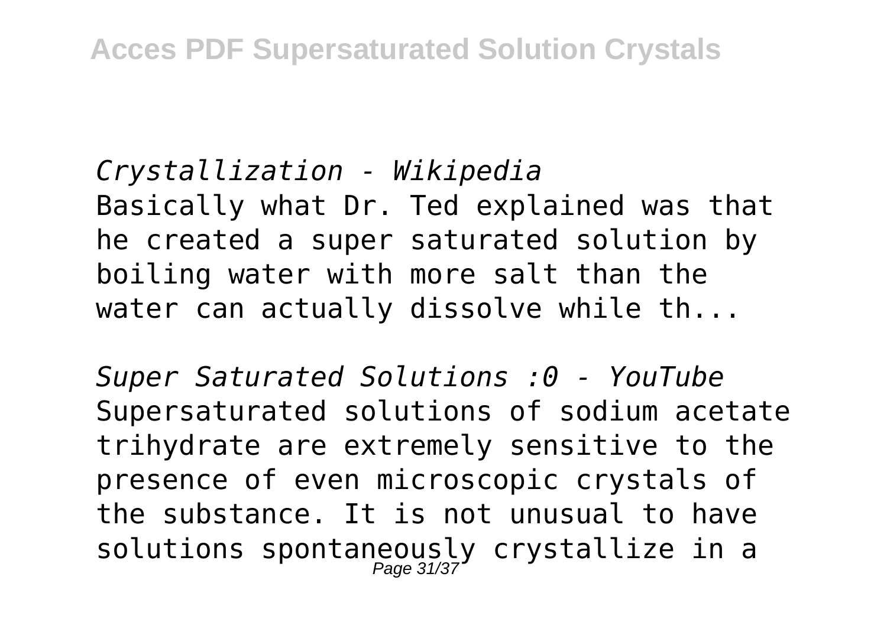*Crystallization - Wikipedia*
Basically what Dr. Ted explained was that he created a super saturated solution by boiling water with more salt than the water can actually dissolve while th...

*Super Saturated Solutions :0 - YouTube*
Supersaturated solutions of sodium acetate trihydrate are extremely sensitive to the presence of even microscopic crystals of the substance. It is not unusual to have solutions spontaneously crystallize in a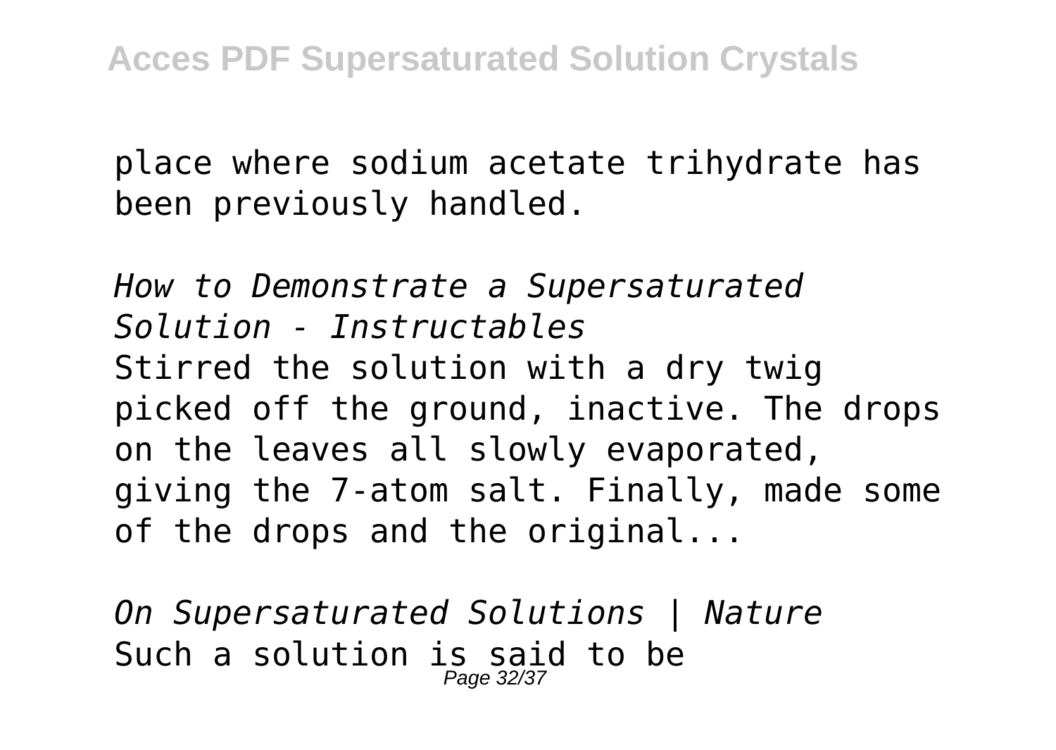place where sodium acetate trihydrate has been previously handled.

*How to Demonstrate a Supersaturated Solution - Instructables*

Stirred the solution with a dry twig picked off the ground, inactive. The drops on the leaves all slowly evaporated, giving the 7-atom salt. Finally, made some of the drops and the original...

*On Supersaturated Solutions | Nature*

Such a solution is said to be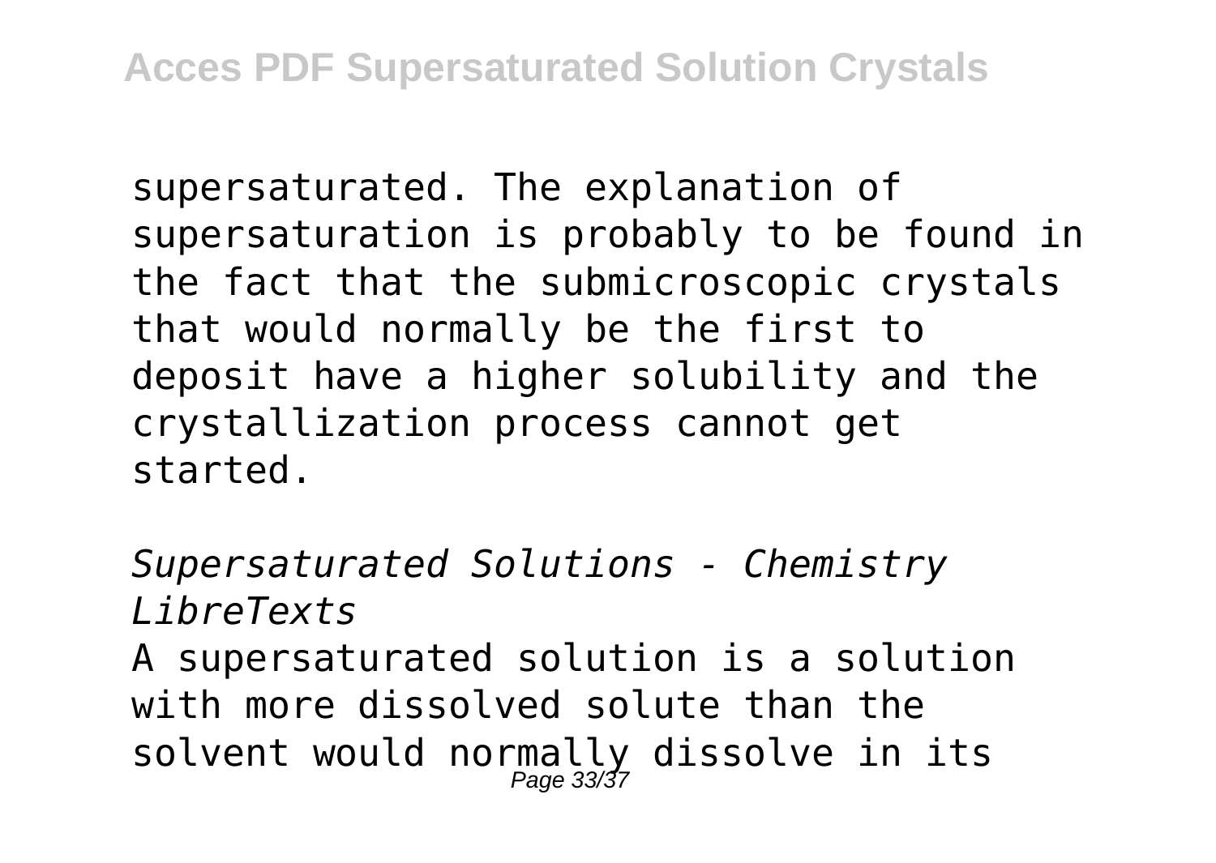supersaturated. The explanation of supersaturation is probably to be found in the fact that the submicroscopic crystals that would normally be the first to deposit have a higher solubility and the crystallization process cannot get started.

*Supersaturated Solutions - Chemistry LibreTexts*

A supersaturated solution is a solution with more dissolved solute than the solvent would normally dissolve in its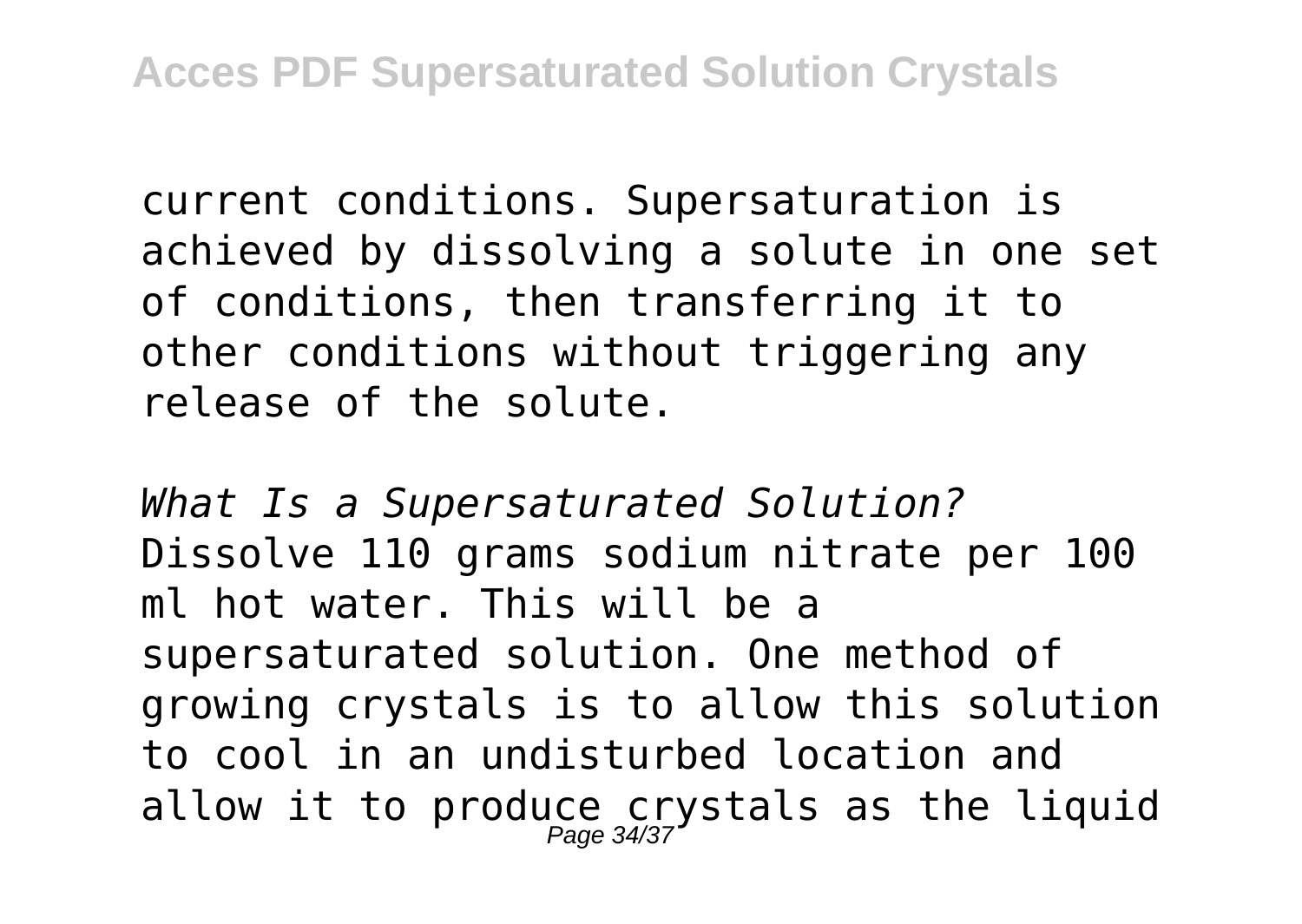current conditions. Supersaturation is achieved by dissolving a solute in one set of conditions, then transferring it to other conditions without triggering any release of the solute.

*What Is a Supersaturated Solution?*
Dissolve 110 grams sodium nitrate per 100 ml hot water. This will be a supersaturated solution. One method of growing crystals is to allow this solution to cool in an undisturbed location and allow it to produce crystals as the liquid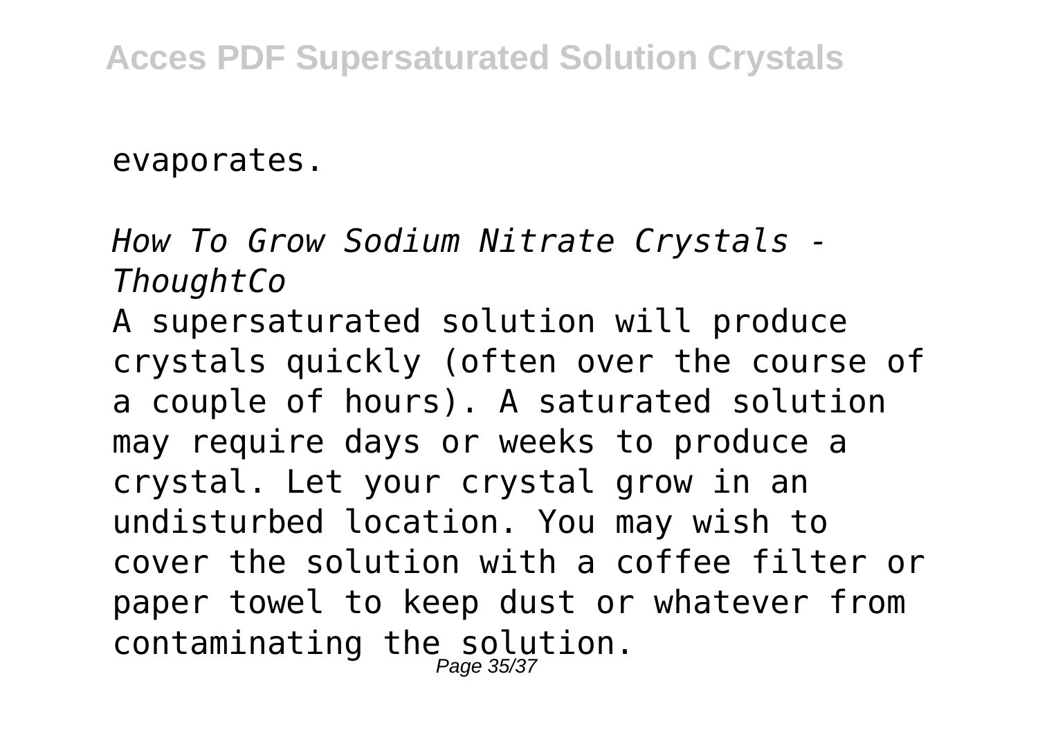evaporates.

*How To Grow Sodium Nitrate Crystals - ThoughtCo*

A supersaturated solution will produce crystals quickly (often over the course of a couple of hours). A saturated solution may require days or weeks to produce a crystal. Let your crystal grow in an undisturbed location. You may wish to cover the solution with a coffee filter or paper towel to keep dust or whatever from contaminating the solution.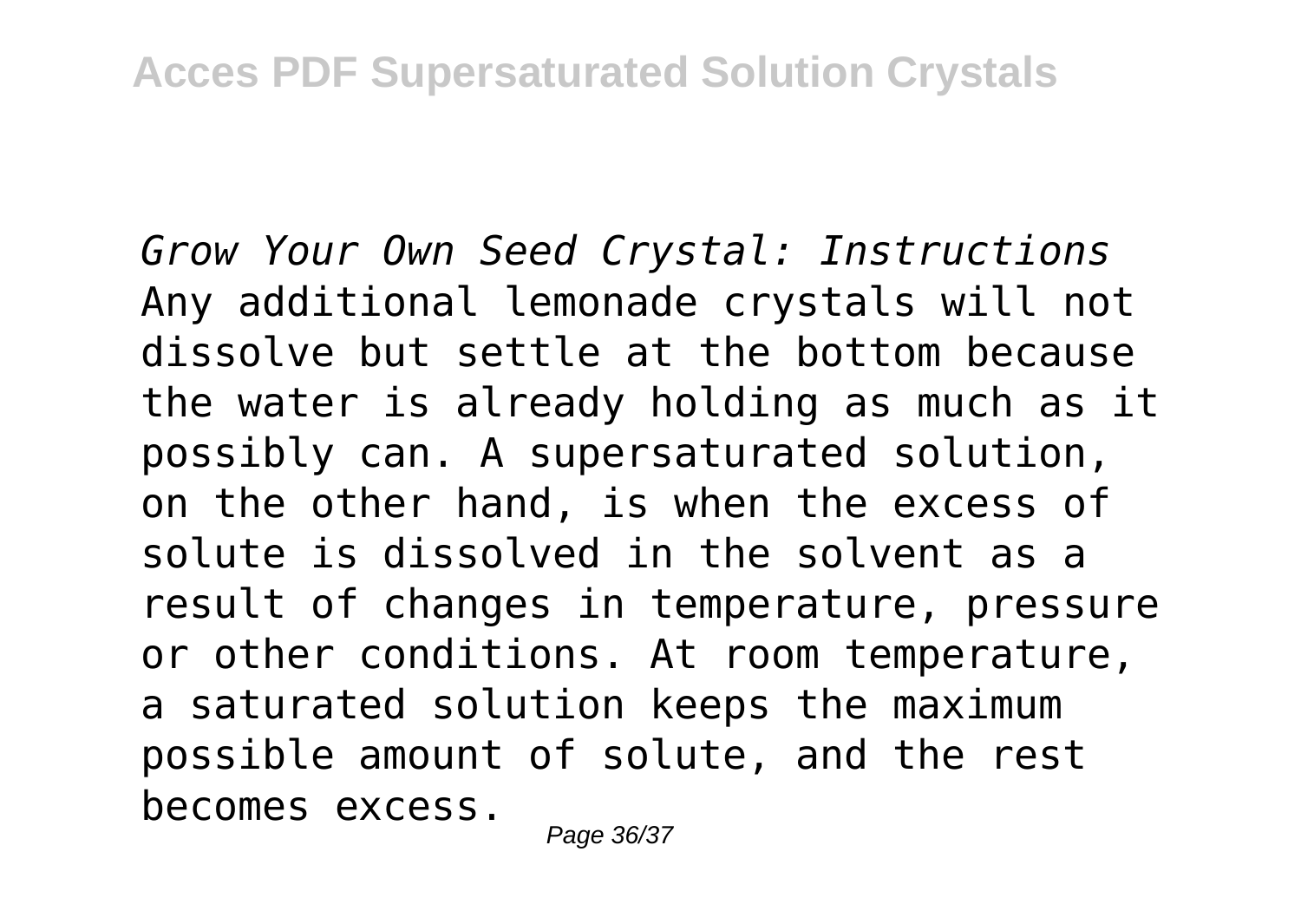*Grow Your Own Seed Crystal: Instructions*

Any additional lemonade crystals will not dissolve but settle at the bottom because the water is already holding as much as it possibly can. A supersaturated solution, on the other hand, is when the excess of solute is dissolved in the solvent as a result of changes in temperature, pressure or other conditions. At room temperature, a saturated solution keeps the maximum possible amount of solute, and the rest becomes excess.